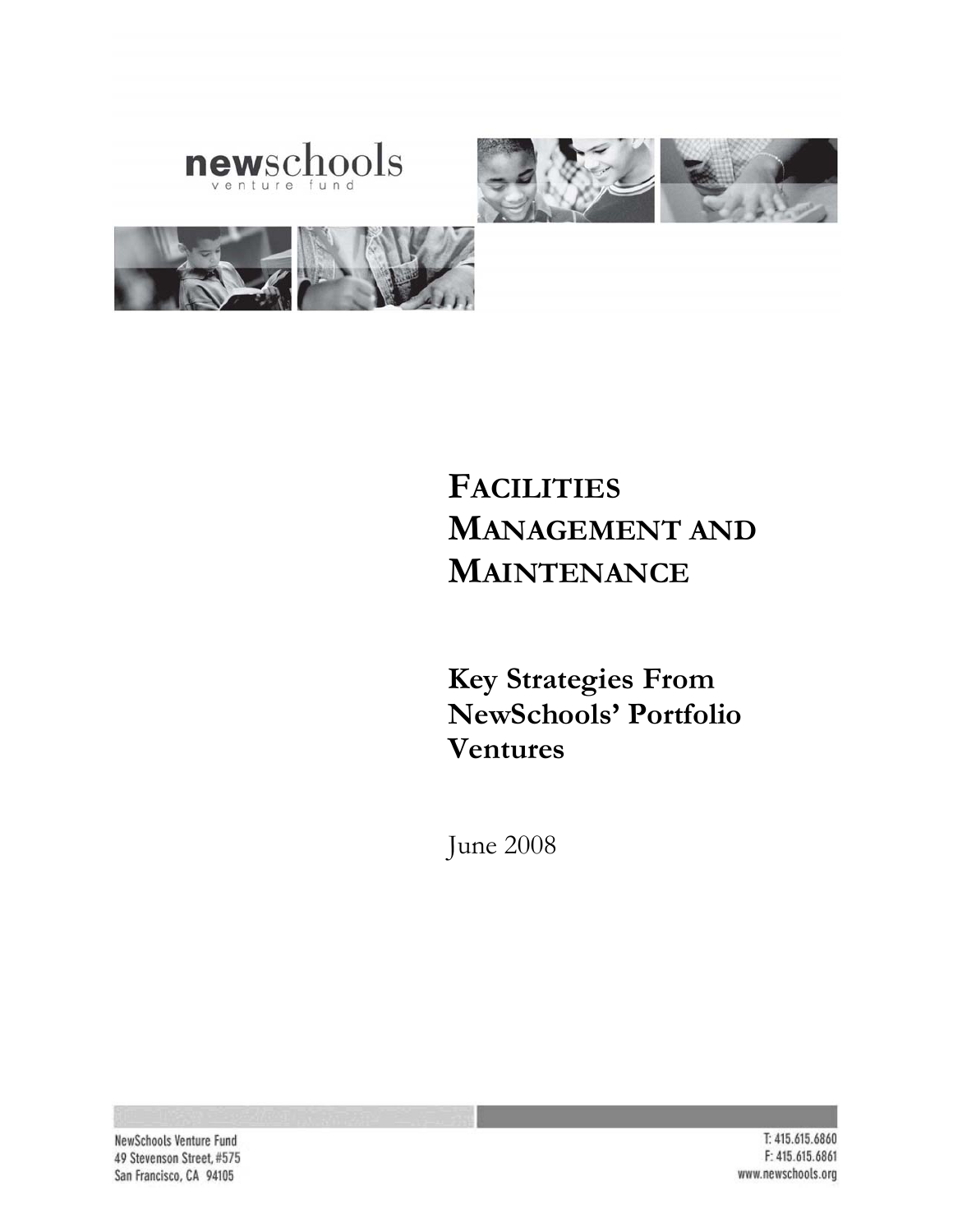newschools
venture fund

# FACILITIES MANAGEMENT AND MAINTENANCE

## Key Strategies From NewSchools' Portfolio Ventures

June 2008

NewSchools Venture Fund
49 Stevenson Street, #575
San Francisco, CA 94105

T: 415.615.6860
F: 415.615.6861
www.newschools.org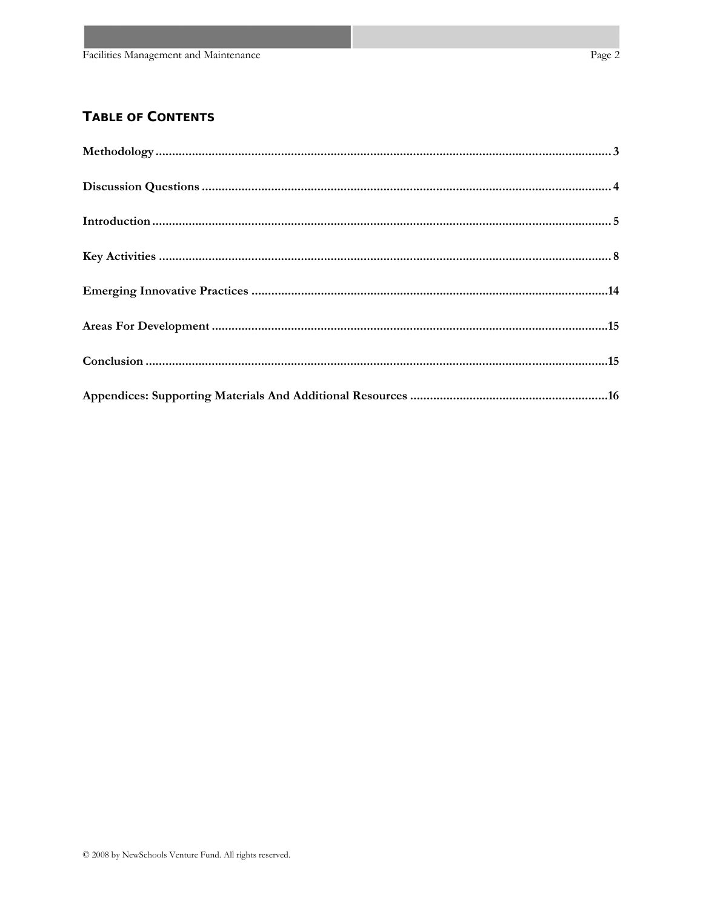## TABLE OF CONTENTS

**Methodology** ........................................................................................................................... 3

**Discussion Questions** ............................................................................................................. 4

**Introduction** ............................................................................................................................ 5

**Key Activities** ......................................................................................................................... 8

**Emerging Innovative Practices** .............................................................................................14

**Areas For Development** .........................................................................................................15

**Conclusion** .............................................................................................................................15

**Appendices: Supporting Materials And Additional Resources** .............................................16

© 2008 by NewSchools Venture Fund. All rights reserved.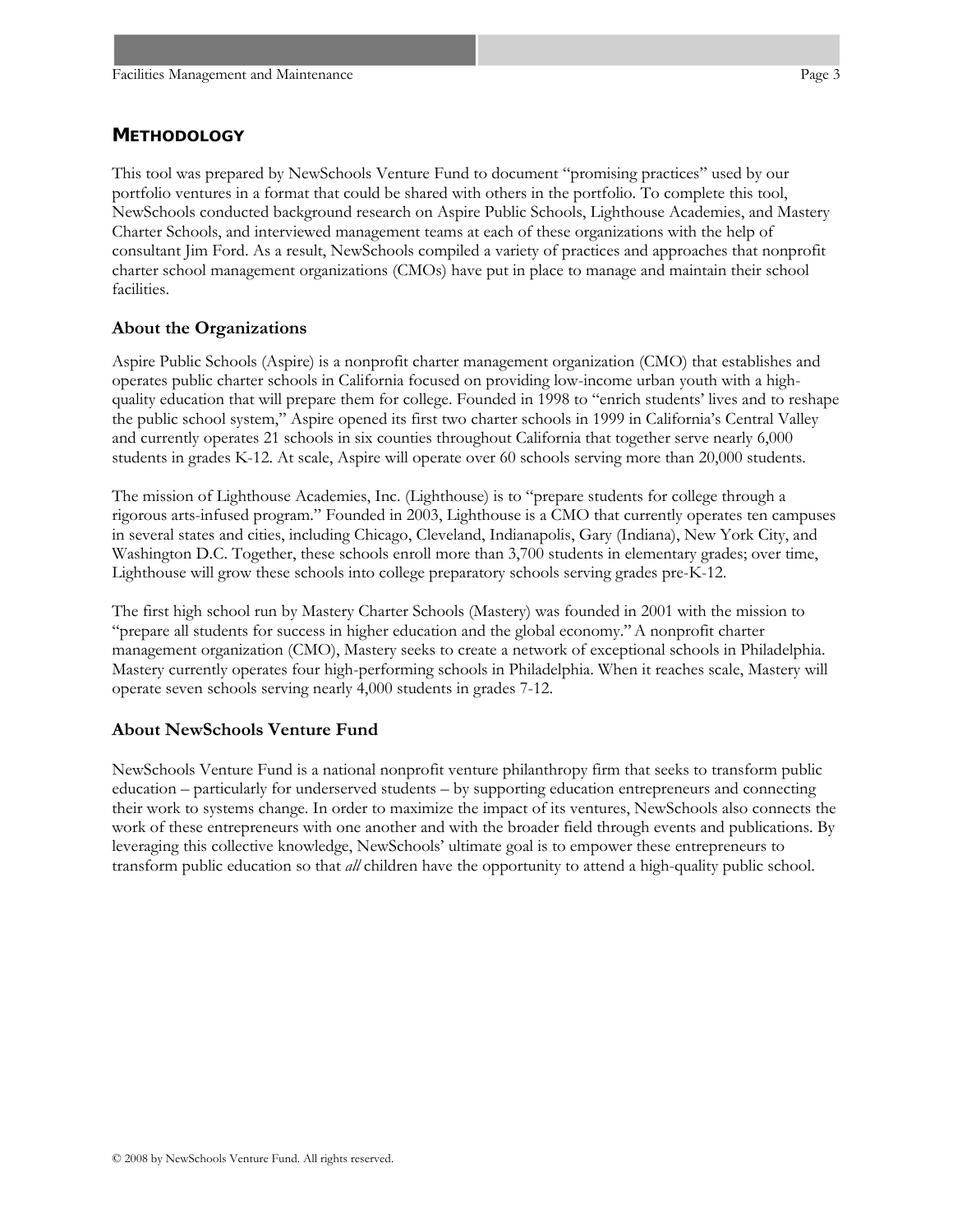## METHODOLOGY

This tool was prepared by NewSchools Venture Fund to document "promising practices" used by our portfolio ventures in a format that could be shared with others in the portfolio. To complete this tool, NewSchools conducted background research on Aspire Public Schools, Lighthouse Academies, and Mastery Charter Schools, and interviewed management teams at each of these organizations with the help of consultant Jim Ford. As a result, NewSchools compiled a variety of practices and approaches that nonprofit charter school management organizations (CMOs) have put in place to manage and maintain their school facilities.

### About the Organizations

Aspire Public Schools (Aspire) is a nonprofit charter management organization (CMO) that establishes and operates public charter schools in California focused on providing low-income urban youth with a high-quality education that will prepare them for college. Founded in 1998 to "enrich students' lives and to reshape the public school system," Aspire opened its first two charter schools in 1999 in California's Central Valley and currently operates 21 schools in six counties throughout California that together serve nearly 6,000 students in grades K-12. At scale, Aspire will operate over 60 schools serving more than 20,000 students.

The mission of Lighthouse Academies, Inc. (Lighthouse) is to "prepare students for college through a rigorous arts-infused program." Founded in 2003, Lighthouse is a CMO that currently operates ten campuses in several states and cities, including Chicago, Cleveland, Indianapolis, Gary (Indiana), New York City, and Washington D.C. Together, these schools enroll more than 3,700 students in elementary grades; over time, Lighthouse will grow these schools into college preparatory schools serving grades pre-K-12.

The first high school run by Mastery Charter Schools (Mastery) was founded in 2001 with the mission to "prepare all students for success in higher education and the global economy." A nonprofit charter management organization (CMO), Mastery seeks to create a network of exceptional schools in Philadelphia. Mastery currently operates four high-performing schools in Philadelphia. When it reaches scale, Mastery will operate seven schools serving nearly 4,000 students in grades 7-12.

### About NewSchools Venture Fund

NewSchools Venture Fund is a national nonprofit venture philanthropy firm that seeks to transform public education – particularly for underserved students – by supporting education entrepreneurs and connecting their work to systems change. In order to maximize the impact of its ventures, NewSchools also connects the work of these entrepreneurs with one another and with the broader field through events and publications. By leveraging this collective knowledge, NewSchools' ultimate goal is to empower these entrepreneurs to transform public education so that *all* children have the opportunity to attend a high-quality public school.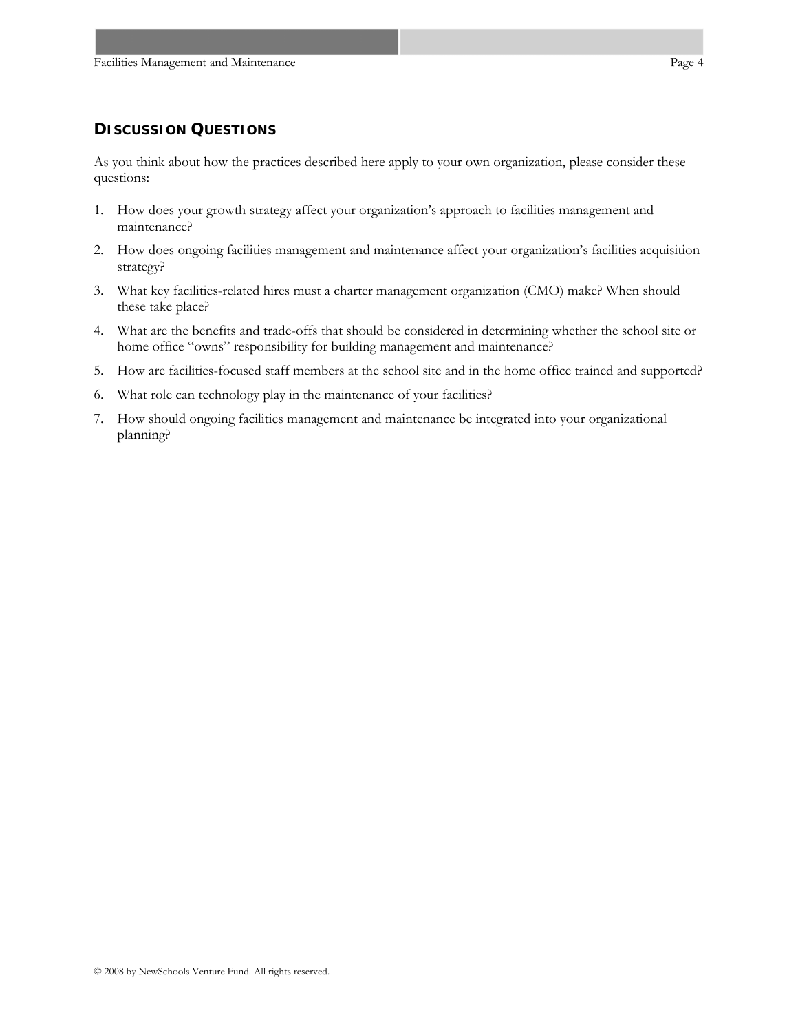## DISCUSSION QUESTIONS

As you think about how the practices described here apply to your own organization, please consider these questions:

1. How does your growth strategy affect your organization's approach to facilities management and maintenance?
2. How does ongoing facilities management and maintenance affect your organization's facilities acquisition strategy?
3. What key facilities-related hires must a charter management organization (CMO) make? When should these take place?
4. What are the benefits and trade-offs that should be considered in determining whether the school site or home office "owns" responsibility for building management and maintenance?
5. How are facilities-focused staff members at the school site and in the home office trained and supported?
6. What role can technology play in the maintenance of your facilities?
7. How should ongoing facilities management and maintenance be integrated into your organizational planning?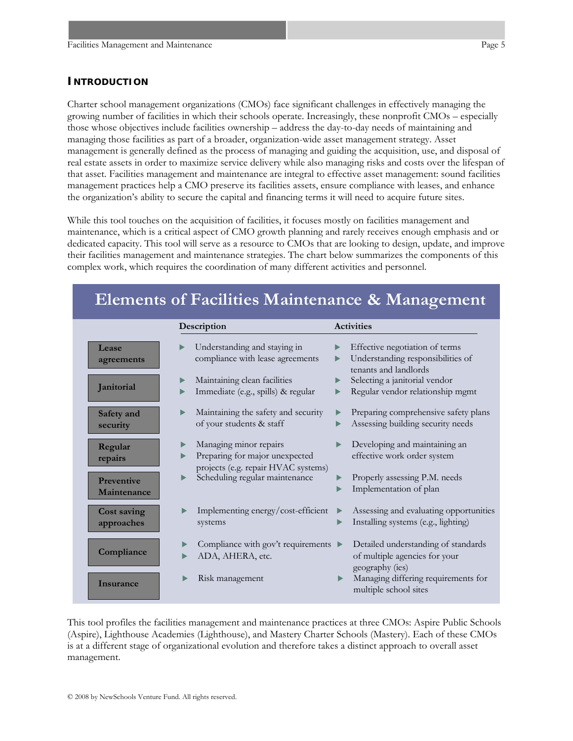## INTRODUCTION

Charter school management organizations (CMOs) face significant challenges in effectively managing the growing number of facilities in which their schools operate. Increasingly, these nonprofit CMOs – especially those whose objectives include facilities ownership – address the day-to-day needs of maintaining and managing those facilities as part of a broader, organization-wide asset management strategy. Asset management is generally defined as the process of managing and guiding the acquisition, use, and disposal of real estate assets in order to maximize service delivery while also managing risks and costs over the lifespan of that asset. Facilities management and maintenance are integral to effective asset management: sound facilities management practices help a CMO preserve its facilities assets, ensure compliance with leases, and enhance the organization's ability to secure the capital and financing terms it will need to acquire future sites.

While this tool touches on the acquisition of facilities, it focuses mostly on facilities management and maintenance, which is a critical aspect of CMO growth planning and rarely receives enough emphasis and or dedicated capacity. This tool will serve as a resource to CMOs that are looking to design, update, and improve their facilities management and maintenance strategies. The chart below summarizes the components of this complex work, which requires the coordination of many different activities and personnel.

**Elements of Facilities Maintenance & Management**

| | Description | Activities |
|---|---|---|
| **Lease agreements** | Understanding and staying in compliance with lease agreements | Effective negotiation of terms<br>Understanding responsibilities of tenants and landlords |
| **Janitorial** | Maintaining clean facilities<br>Immediate (e.g., spills) & regular | Selecting a janitorial vendor<br>Regular vendor relationship mgmt |
| **Safety and security** | Maintaining the safety and security of your students & staff | Preparing comprehensive safety plans<br>Assessing building security needs |
| **Regular repairs** | Managing minor repairs<br>Preparing for major unexpected projects (e.g. repair HVAC systems) | Developing and maintaining an effective work order system |
| **Preventive Maintenance** | Scheduling regular maintenance | Properly assessing P.M. needs<br>Implementation of plan |
| **Cost saving approaches** | Implementing energy/cost-efficient systems | Assessing and evaluating opportunities<br>Installing systems (e.g., lighting) |
| **Compliance** | Compliance with gov't requirements<br>ADA, AHERA, etc. | Detailed understanding of standards of multiple agencies for your geography (ies) |
| **Insurance** | Risk management | Managing differing requirements for multiple school sites |

This tool profiles the facilities management and maintenance practices at three CMOs: Aspire Public Schools (Aspire), Lighthouse Academies (Lighthouse), and Mastery Charter Schools (Mastery). Each of these CMOs is at a different stage of organizational evolution and therefore takes a distinct approach to overall asset management.

© 2008 by NewSchools Venture Fund. All rights reserved.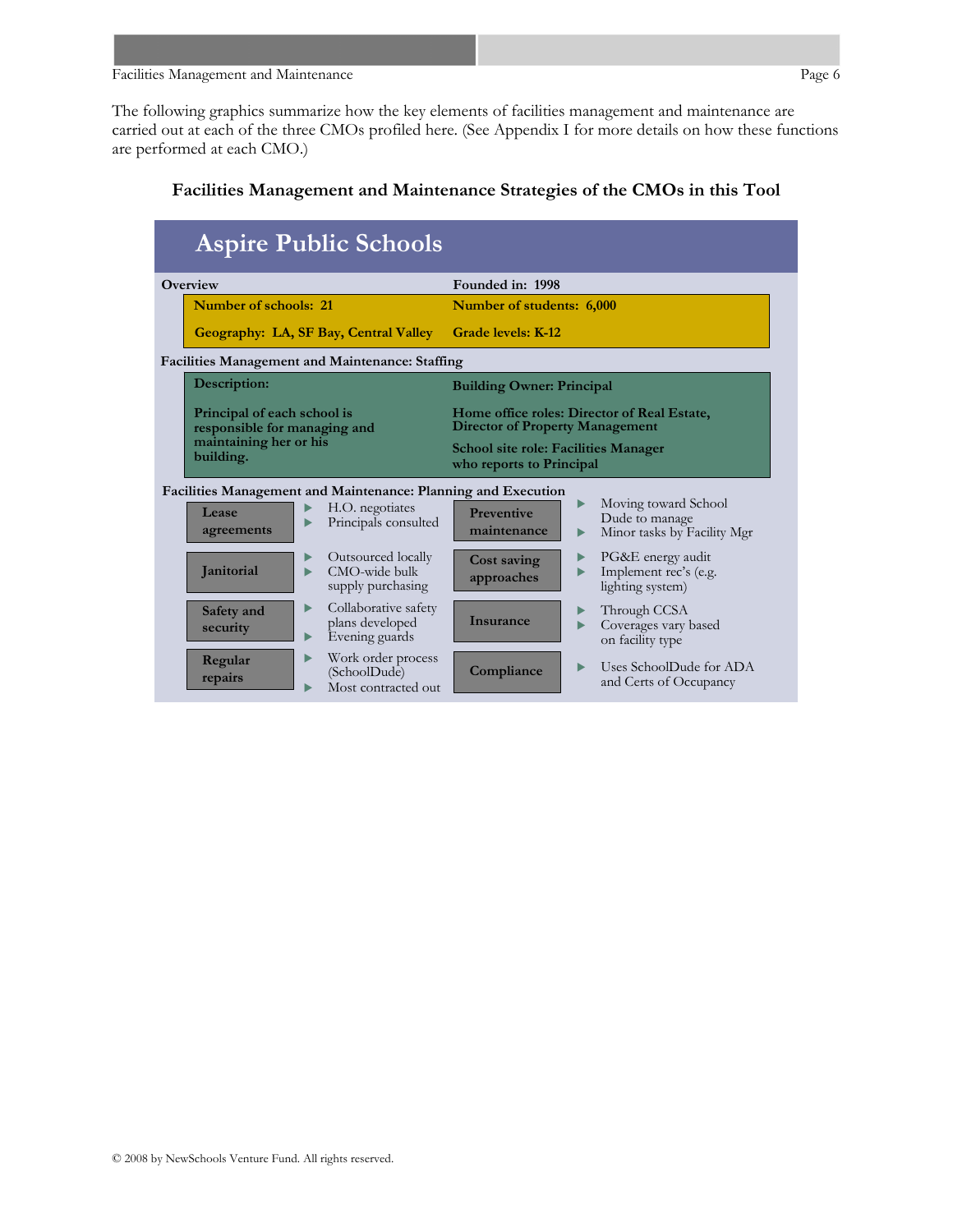The following graphics summarize how the key elements of facilities management and maintenance are carried out at each of the three CMOs profiled here. (See Appendix I for more details on how these functions are performed at each CMO.)

### Facilities Management and Maintenance Strategies of the CMOs in this Tool

## Aspire Public Schools

**Overview**

**Founded in: 1998**

| | |
|---|---|
| **Number of schools: 21** | **Number of students: 6,000** |
| **Geography: LA, SF Bay, Central Valley** | **Grade levels: K-12** |

**Facilities Management and Maintenance: Staffing**

| | |
|---|---|
| **Description:**<br><br>**Principal of each school is responsible for managing and maintaining her or his building.** | **Building Owner: Principal**<br><br>**Home office roles: Director of Real Estate, Director of Property Management**<br><br>**School site role: Facilities Manager who reports to Principal** |

**Facilities Management and Maintenance: Planning and Execution**

| | | | |
|---|---|---|---|
| **Lease agreements** | - H.O. negotiates<br>- Principals consulted | **Preventive maintenance** | - Moving toward School Dude to manage<br>- Minor tasks by Facility Mgr |
| **Janitorial** | - Outsourced locally<br>- CMO-wide bulk supply purchasing | **Cost saving approaches** | - PG&E energy audit<br>- Implement rec's (e.g. lighting system) |
| **Safety and security** | - Collaborative safety plans developed<br>- Evening guards | **Insurance** | - Through CCSA<br>- Coverages vary based on facility type |
| **Regular repairs** | - Work order process (SchoolDude)<br>- Most contracted out | **Compliance** | - Uses SchoolDude for ADA and Certs of Occupancy |

© 2008 by NewSchools Venture Fund. All rights reserved.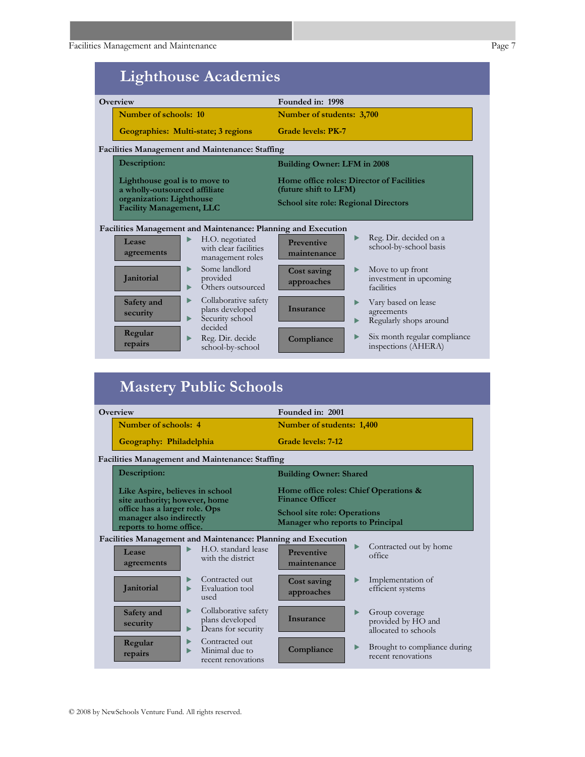## Lighthouse Academies

**Overview** | **Founded in: 1998**

| | |
|---|---|
| **Number of schools: 10** | **Number of students: 3,700** |
| **Geographies: Multi-state; 3 regions** | **Grade levels: PK-7** |

**Facilities Management and Maintenance: Staffing**

| | |
|---|---|
| **Description:** | **Building Owner: LFM in 2008** |
| **Lighthouse goal is to move to a wholly-outsourced affiliate organization: Lighthouse Facility Management, LLC** | **Home office roles: Director of Facilities (future shift to LFM)** |
| | **School site role: Regional Directors** |

**Facilities Management and Maintenance: Planning and Execution**

| | | | |
|---|---|---|---|
| **Lease agreements** | H.O. negotiated with clear facilities management roles | **Preventive maintenance** | Reg. Dir. decided on a school-by-school basis |
| **Janitorial** | Some landlord provided; Others outsourced | **Cost saving approaches** | Move to up front investment in upcoming facilities |
| **Safety and security** | Collaborative safety plans developed; Security school decided | **Insurance** | Vary based on lease agreements; Regularly shops around |
| **Regular repairs** | Reg. Dir. decide school-by-school | **Compliance** | Six month regular compliance inspections (AHERA) |

## Mastery Public Schools

**Overview** | **Founded in: 2001**

| | |
|---|---|
| **Number of schools: 4** | **Number of students: 1,400** |
| **Geography: Philadelphia** | **Grade levels: 7-12** |

**Facilities Management and Maintenance: Staffing**

| | |
|---|---|
| **Description:** | **Building Owner: Shared** |
| **Like Aspire, believes in school site authority; however, home office has a larger role. Ops manager also indirectly reports to home office.** | **Home office roles: Chief Operations & Finance Officer** |
| | **School site role: Operations Manager who reports to Principal** |

**Facilities Management and Maintenance: Planning and Execution**

| | | | |
|---|---|---|---|
| **Lease agreements** | H.O. standard lease with the district | **Preventive maintenance** | Contracted out by home office |
| **Janitorial** | Contracted out; Evaluation tool used | **Cost saving approaches** | Implementation of efficient systems |
| **Safety and security** | Collaborative safety plans developed; Deans for security | **Insurance** | Group coverage provided by HO and allocated to schools |
| **Regular repairs** | Contracted out; Minimal due to recent renovations | **Compliance** | Brought to compliance during recent renovations |

© 2008 by NewSchools Venture Fund. All rights reserved.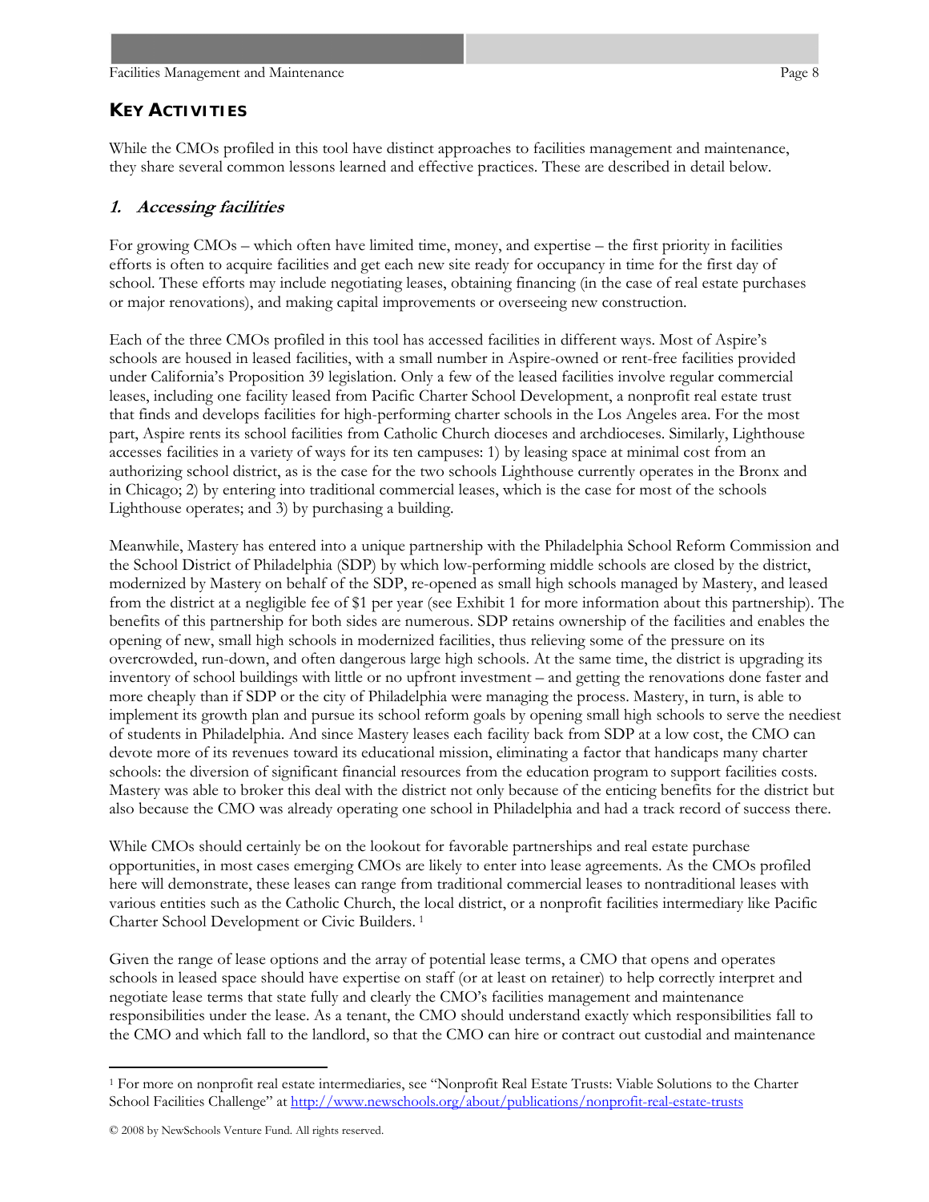## KEY ACTIVITIES

While the CMOs profiled in this tool have distinct approaches to facilities management and maintenance, they share several common lessons learned and effective practices. These are described in detail below.

### 1. *Accessing facilities*

For growing CMOs – which often have limited time, money, and expertise – the first priority in facilities efforts is often to acquire facilities and get each new site ready for occupancy in time for the first day of school. These efforts may include negotiating leases, obtaining financing (in the case of real estate purchases or major renovations), and making capital improvements or overseeing new construction.

Each of the three CMOs profiled in this tool has accessed facilities in different ways. Most of Aspire's schools are housed in leased facilities, with a small number in Aspire-owned or rent-free facilities provided under California's Proposition 39 legislation. Only a few of the leased facilities involve regular commercial leases, including one facility leased from Pacific Charter School Development, a nonprofit real estate trust that finds and develops facilities for high-performing charter schools in the Los Angeles area. For the most part, Aspire rents its school facilities from Catholic Church dioceses and archdioceses. Similarly, Lighthouse accesses facilities in a variety of ways for its ten campuses: 1) by leasing space at minimal cost from an authorizing school district, as is the case for the two schools Lighthouse currently operates in the Bronx and in Chicago; 2) by entering into traditional commercial leases, which is the case for most of the schools Lighthouse operates; and 3) by purchasing a building.

Meanwhile, Mastery has entered into a unique partnership with the Philadelphia School Reform Commission and the School District of Philadelphia (SDP) by which low-performing middle schools are closed by the district, modernized by Mastery on behalf of the SDP, re-opened as small high schools managed by Mastery, and leased from the district at a negligible fee of $1 per year (see Exhibit 1 for more information about this partnership). The benefits of this partnership for both sides are numerous. SDP retains ownership of the facilities and enables the opening of new, small high schools in modernized facilities, thus relieving some of the pressure on its overcrowded, run-down, and often dangerous large high schools. At the same time, the district is upgrading its inventory of school buildings with little or no upfront investment – and getting the renovations done faster and more cheaply than if SDP or the city of Philadelphia were managing the process. Mastery, in turn, is able to implement its growth plan and pursue its school reform goals by opening small high schools to serve the neediest of students in Philadelphia. And since Mastery leases each facility back from SDP at a low cost, the CMO can devote more of its revenues toward its educational mission, eliminating a factor that handicaps many charter schools: the diversion of significant financial resources from the education program to support facilities costs. Mastery was able to broker this deal with the district not only because of the enticing benefits for the district but also because the CMO was already operating one school in Philadelphia and had a track record of success there.

While CMOs should certainly be on the lookout for favorable partnerships and real estate purchase opportunities, in most cases emerging CMOs are likely to enter into lease agreements. As the CMOs profiled here will demonstrate, these leases can range from traditional commercial leases to nontraditional leases with various entities such as the Catholic Church, the local district, or a nonprofit facilities intermediary like Pacific Charter School Development or Civic Builders. [1]

Given the range of lease options and the array of potential lease terms, a CMO that opens and operates schools in leased space should have expertise on staff (or at least on retainer) to help correctly interpret and negotiate lease terms that state fully and clearly the CMO's facilities management and maintenance responsibilities under the lease. As a tenant, the CMO should understand exactly which responsibilities fall to the CMO and which fall to the landlord, so that the CMO can hire or contract out custodial and maintenance

---

[1] For more on nonprofit real estate intermediaries, see "Nonprofit Real Estate Trusts: Viable Solutions to the Charter School Facilities Challenge" at http://www.newschools.org/about/publications/nonprofit-real-estate-trusts

© 2008 by NewSchools Venture Fund. All rights reserved.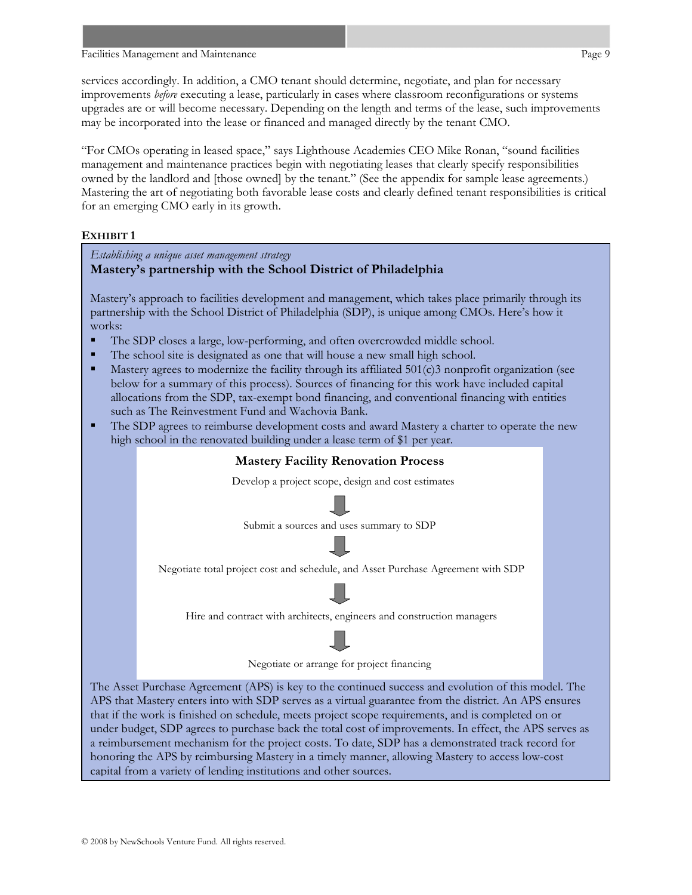services accordingly. In addition, a CMO tenant should determine, negotiate, and plan for necessary improvements *before* executing a lease, particularly in cases where classroom reconfigurations or systems upgrades are or will become necessary. Depending on the length and terms of the lease, such improvements may be incorporated into the lease or financed and managed directly by the tenant CMO.

"For CMOs operating in leased space," says Lighthouse Academies CEO Mike Ronan, "sound facilities management and maintenance practices begin with negotiating leases that clearly specify responsibilities owned by the landlord and [those owned] by the tenant." (See the appendix for sample lease agreements.) Mastering the art of negotiating both favorable lease costs and clearly defined tenant responsibilities is critical for an emerging CMO early in its growth.

**EXHIBIT 1**

*Establishing a unique asset management strategy*

**Mastery's partnership with the School District of Philadelphia**

Mastery's approach to facilities development and management, which takes place primarily through its partnership with the School District of Philadelphia (SDP), is unique among CMOs. Here's how it works:

- The SDP closes a large, low-performing, and often overcrowded middle school.
- The school site is designated as one that will house a new small high school.
- Mastery agrees to modernize the facility through its affiliated 501(c)3 nonprofit organization (see below for a summary of this process). Sources of financing for this work have included capital allocations from the SDP, tax-exempt bond financing, and conventional financing with entities such as The Reinvestment Fund and Wachovia Bank.
- The SDP agrees to reimburse development costs and award Mastery a charter to operate the new high school in the renovated building under a lease term of $1 per year.

**Mastery Facility Renovation Process**

Develop a project scope, design and cost estimates

↓

Submit a sources and uses summary to SDP

↓

Negotiate total project cost and schedule, and Asset Purchase Agreement with SDP

↓

Hire and contract with architects, engineers and construction managers

↓

Negotiate or arrange for project financing

The Asset Purchase Agreement (APS) is key to the continued success and evolution of this model. The APS that Mastery enters into with SDP serves as a virtual guarantee from the district. An APS ensures that if the work is finished on schedule, meets project scope requirements, and is completed on or under budget, SDP agrees to purchase back the total cost of improvements. In effect, the APS serves as a reimbursement mechanism for the project costs. To date, SDP has a demonstrated track record for honoring the APS by reimbursing Mastery in a timely manner, allowing Mastery to access low-cost capital from a variety of lending institutions and other sources.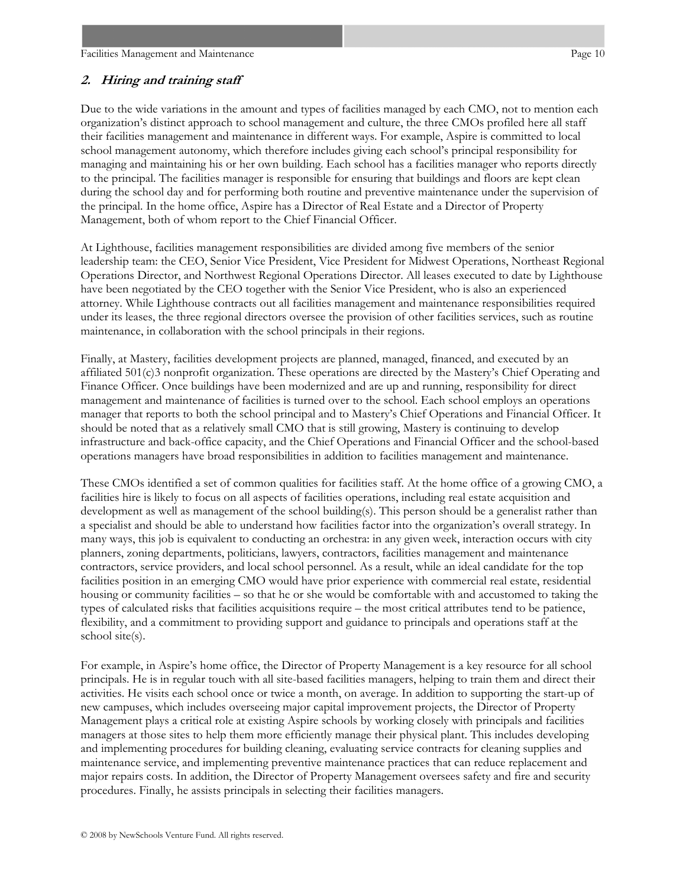### *2. Hiring and training staff*

Due to the wide variations in the amount and types of facilities managed by each CMO, not to mention each organization's distinct approach to school management and culture, the three CMOs profiled here all staff their facilities management and maintenance in different ways. For example, Aspire is committed to local school management autonomy, which therefore includes giving each school's principal responsibility for managing and maintaining his or her own building. Each school has a facilities manager who reports directly to the principal. The facilities manager is responsible for ensuring that buildings and floors are kept clean during the school day and for performing both routine and preventive maintenance under the supervision of the principal. In the home office, Aspire has a Director of Real Estate and a Director of Property Management, both of whom report to the Chief Financial Officer.

At Lighthouse, facilities management responsibilities are divided among five members of the senior leadership team: the CEO, Senior Vice President, Vice President for Midwest Operations, Northeast Regional Operations Director, and Northwest Regional Operations Director. All leases executed to date by Lighthouse have been negotiated by the CEO together with the Senior Vice President, who is also an experienced attorney. While Lighthouse contracts out all facilities management and maintenance responsibilities required under its leases, the three regional directors oversee the provision of other facilities services, such as routine maintenance, in collaboration with the school principals in their regions.

Finally, at Mastery, facilities development projects are planned, managed, financed, and executed by an affiliated 501(c)3 nonprofit organization. These operations are directed by the Mastery's Chief Operating and Finance Officer. Once buildings have been modernized and are up and running, responsibility for direct management and maintenance of facilities is turned over to the school. Each school employs an operations manager that reports to both the school principal and to Mastery's Chief Operations and Financial Officer. It should be noted that as a relatively small CMO that is still growing, Mastery is continuing to develop infrastructure and back-office capacity, and the Chief Operations and Financial Officer and the school-based operations managers have broad responsibilities in addition to facilities management and maintenance.

These CMOs identified a set of common qualities for facilities staff. At the home office of a growing CMO, a facilities hire is likely to focus on all aspects of facilities operations, including real estate acquisition and development as well as management of the school building(s). This person should be a generalist rather than a specialist and should be able to understand how facilities factor into the organization's overall strategy. In many ways, this job is equivalent to conducting an orchestra: in any given week, interaction occurs with city planners, zoning departments, politicians, lawyers, contractors, facilities management and maintenance contractors, service providers, and local school personnel. As a result, while an ideal candidate for the top facilities position in an emerging CMO would have prior experience with commercial real estate, residential housing or community facilities – so that he or she would be comfortable with and accustomed to taking the types of calculated risks that facilities acquisitions require – the most critical attributes tend to be patience, flexibility, and a commitment to providing support and guidance to principals and operations staff at the school site(s).

For example, in Aspire's home office, the Director of Property Management is a key resource for all school principals. He is in regular touch with all site-based facilities managers, helping to train them and direct their activities. He visits each school once or twice a month, on average. In addition to supporting the start-up of new campuses, which includes overseeing major capital improvement projects, the Director of Property Management plays a critical role at existing Aspire schools by working closely with principals and facilities managers at those sites to help them more efficiently manage their physical plant. This includes developing and implementing procedures for building cleaning, evaluating service contracts for cleaning supplies and maintenance service, and implementing preventive maintenance practices that can reduce replacement and major repairs costs. In addition, the Director of Property Management oversees safety and fire and security procedures. Finally, he assists principals in selecting their facilities managers.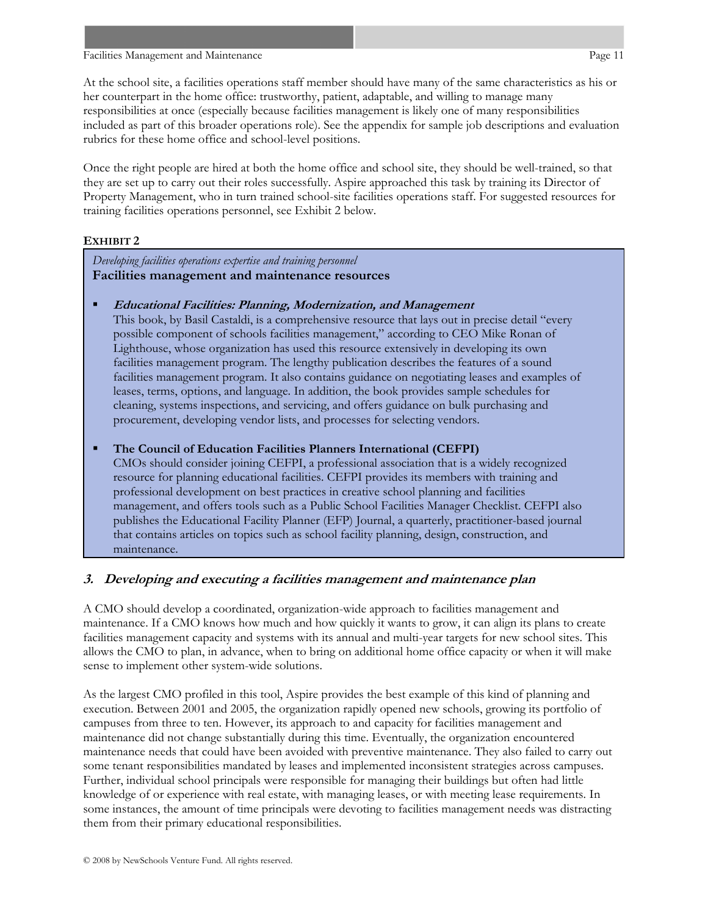At the school site, a facilities operations staff member should have many of the same characteristics as his or her counterpart in the home office: trustworthy, patient, adaptable, and willing to manage many responsibilities at once (especially because facilities management is likely one of many responsibilities included as part of this broader operations role). See the appendix for sample job descriptions and evaluation rubrics for these home office and school-level positions.

Once the right people are hired at both the home office and school site, they should be well-trained, so that they are set up to carry out their roles successfully. Aspire approached this task by training its Director of Property Management, who in turn trained school-site facilities operations staff. For suggested resources for training facilities operations personnel, see Exhibit 2 below.

**EXHIBIT 2**

*Developing facilities operations expertise and training personnel*
**Facilities management and maintenance resources**

- ***Educational Facilities: Planning, Modernization, and Management***
  This book, by Basil Castaldi, is a comprehensive resource that lays out in precise detail "every possible component of schools facilities management," according to CEO Mike Ronan of Lighthouse, whose organization has used this resource extensively in developing its own facilities management program. The lengthy publication describes the features of a sound facilities management program. It also contains guidance on negotiating leases and examples of leases, terms, options, and language. In addition, the book provides sample schedules for cleaning, systems inspections, and servicing, and offers guidance on bulk purchasing and procurement, developing vendor lists, and processes for selecting vendors.

- **The Council of Education Facilities Planners International (CEFPI)**
  CMOs should consider joining CEFPI, a professional association that is a widely recognized resource for planning educational facilities. CEFPI provides its members with training and professional development on best practices in creative school planning and facilities management, and offers tools such as a Public School Facilities Manager Checklist. CEFPI also publishes the Educational Facility Planner (EFP) Journal, a quarterly, practitioner-based journal that contains articles on topics such as school facility planning, design, construction, and maintenance.

### *3. Developing and executing a facilities management and maintenance plan*

A CMO should develop a coordinated, organization-wide approach to facilities management and maintenance. If a CMO knows how much and how quickly it wants to grow, it can align its plans to create facilities management capacity and systems with its annual and multi-year targets for new school sites. This allows the CMO to plan, in advance, when to bring on additional home office capacity or when it will make sense to implement other system-wide solutions.

As the largest CMO profiled in this tool, Aspire provides the best example of this kind of planning and execution. Between 2001 and 2005, the organization rapidly opened new schools, growing its portfolio of campuses from three to ten. However, its approach to and capacity for facilities management and maintenance did not change substantially during this time. Eventually, the organization encountered maintenance needs that could have been avoided with preventive maintenance. They also failed to carry out some tenant responsibilities mandated by leases and implemented inconsistent strategies across campuses. Further, individual school principals were responsible for managing their buildings but often had little knowledge of or experience with real estate, with managing leases, or with meeting lease requirements. In some instances, the amount of time principals were devoting to facilities management needs was distracting them from their primary educational responsibilities.

© 2008 by NewSchools Venture Fund. All rights reserved.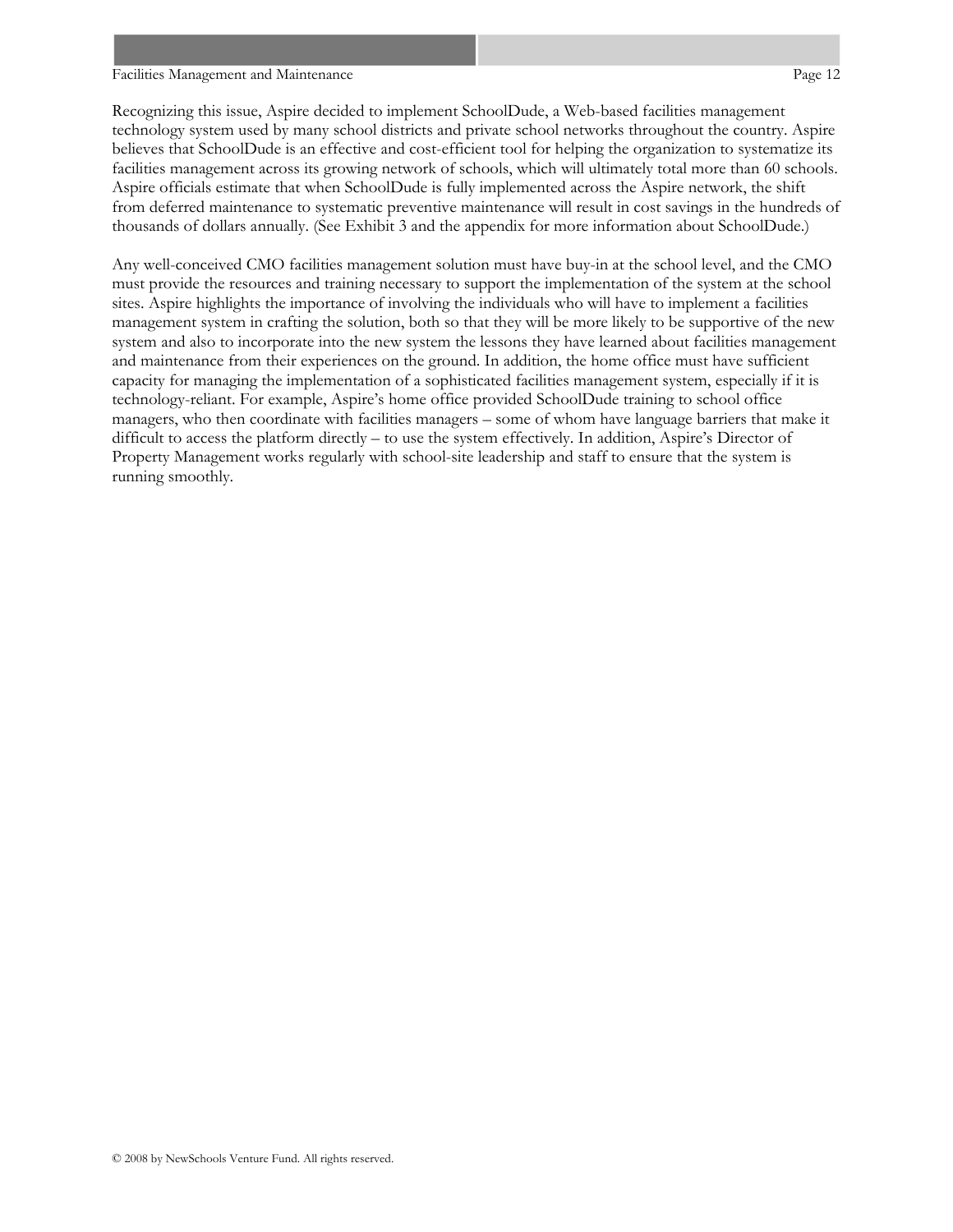Recognizing this issue, Aspire decided to implement SchoolDude, a Web-based facilities management technology system used by many school districts and private school networks throughout the country. Aspire believes that SchoolDude is an effective and cost-efficient tool for helping the organization to systematize its facilities management across its growing network of schools, which will ultimately total more than 60 schools. Aspire officials estimate that when SchoolDude is fully implemented across the Aspire network, the shift from deferred maintenance to systematic preventive maintenance will result in cost savings in the hundreds of thousands of dollars annually. (See Exhibit 3 and the appendix for more information about SchoolDude.)

Any well-conceived CMO facilities management solution must have buy-in at the school level, and the CMO must provide the resources and training necessary to support the implementation of the system at the school sites. Aspire highlights the importance of involving the individuals who will have to implement a facilities management system in crafting the solution, both so that they will be more likely to be supportive of the new system and also to incorporate into the new system the lessons they have learned about facilities management and maintenance from their experiences on the ground. In addition, the home office must have sufficient capacity for managing the implementation of a sophisticated facilities management system, especially if it is technology-reliant. For example, Aspire's home office provided SchoolDude training to school office managers, who then coordinate with facilities managers – some of whom have language barriers that make it difficult to access the platform directly – to use the system effectively. In addition, Aspire's Director of Property Management works regularly with school-site leadership and staff to ensure that the system is running smoothly.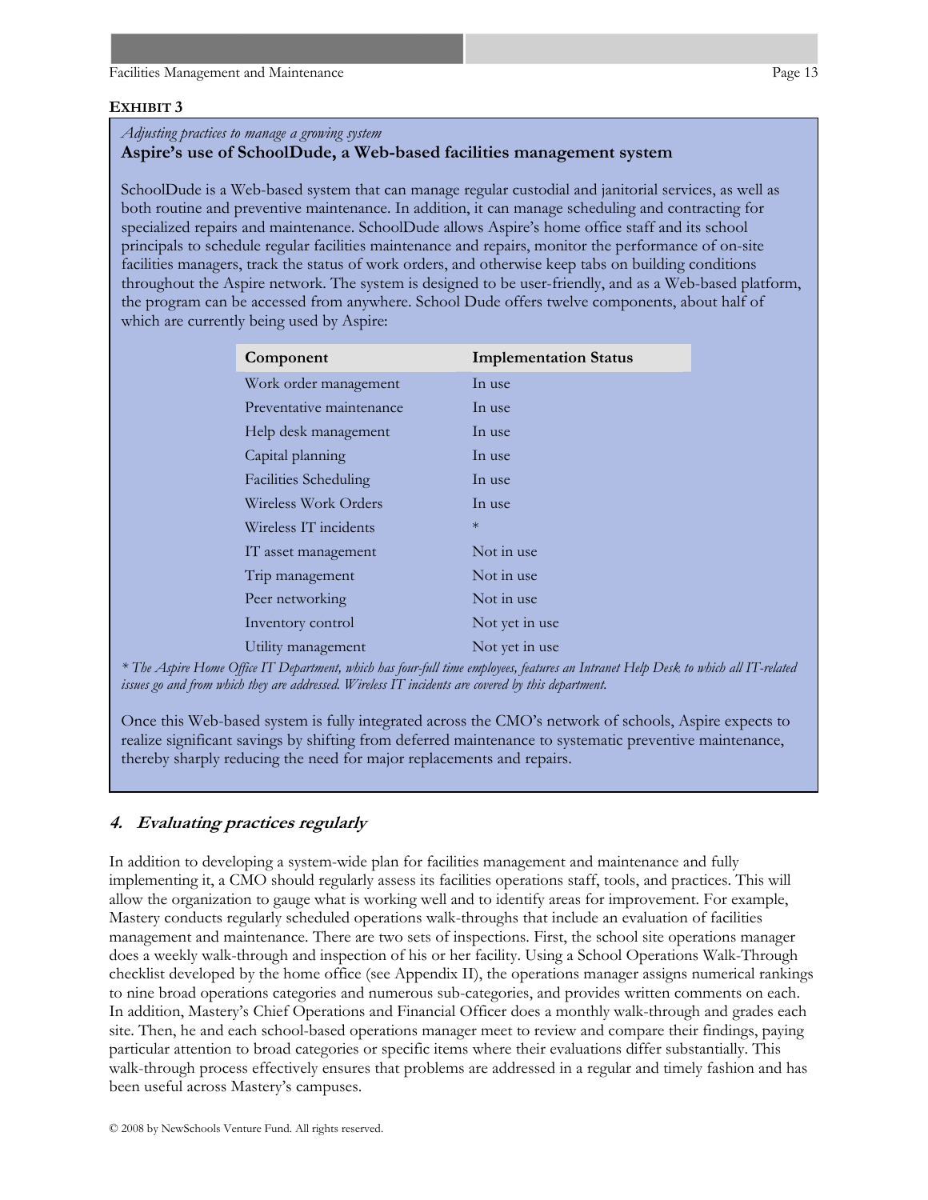**EXHIBIT 3**

*Adjusting practices to manage a growing system*

**Aspire's use of SchoolDude, a Web-based facilities management system**

SchoolDude is a Web-based system that can manage regular custodial and janitorial services, as well as both routine and preventive maintenance. In addition, it can manage scheduling and contracting for specialized repairs and maintenance. SchoolDude allows Aspire's home office staff and its school principals to schedule regular facilities maintenance and repairs, monitor the performance of on-site facilities managers, track the status of work orders, and otherwise keep tabs on building conditions throughout the Aspire network. The system is designed to be user-friendly, and as a Web-based platform, the program can be accessed from anywhere. School Dude offers twelve components, about half of which are currently being used by Aspire:

| Component | Implementation Status |
|---|---|
| Work order management | In use |
| Preventative maintenance | In use |
| Help desk management | In use |
| Capital planning | In use |
| Facilities Scheduling | In use |
| Wireless Work Orders | In use |
| Wireless IT incidents | * |
| IT asset management | Not in use |
| Trip management | Not in use |
| Peer networking | Not in use |
| Inventory control | Not yet in use |
| Utility management | Not yet in use |

*\* The Aspire Home Office IT Department, which has four-full time employees, features an Intranet Help Desk to which all IT-related issues go and from which they are addressed. Wireless IT incidents are covered by this department.*

Once this Web-based system is fully integrated across the CMO's network of schools, Aspire expects to realize significant savings by shifting from deferred maintenance to systematic preventive maintenance, thereby sharply reducing the need for major replacements and repairs.

### 4. *Evaluating practices regularly*

In addition to developing a system-wide plan for facilities management and maintenance and fully implementing it, a CMO should regularly assess its facilities operations staff, tools, and practices. This will allow the organization to gauge what is working well and to identify areas for improvement. For example, Mastery conducts regularly scheduled operations walk-throughs that include an evaluation of facilities management and maintenance. There are two sets of inspections. First, the school site operations manager does a weekly walk-through and inspection of his or her facility. Using a School Operations Walk-Through checklist developed by the home office (see Appendix II), the operations manager assigns numerical rankings to nine broad operations categories and numerous sub-categories, and provides written comments on each. In addition, Mastery's Chief Operations and Financial Officer does a monthly walk-through and grades each site. Then, he and each school-based operations manager meet to review and compare their findings, paying particular attention to broad categories or specific items where their evaluations differ substantially. This walk-through process effectively ensures that problems are addressed in a regular and timely fashion and has been useful across Mastery's campuses.

© 2008 by NewSchools Venture Fund. All rights reserved.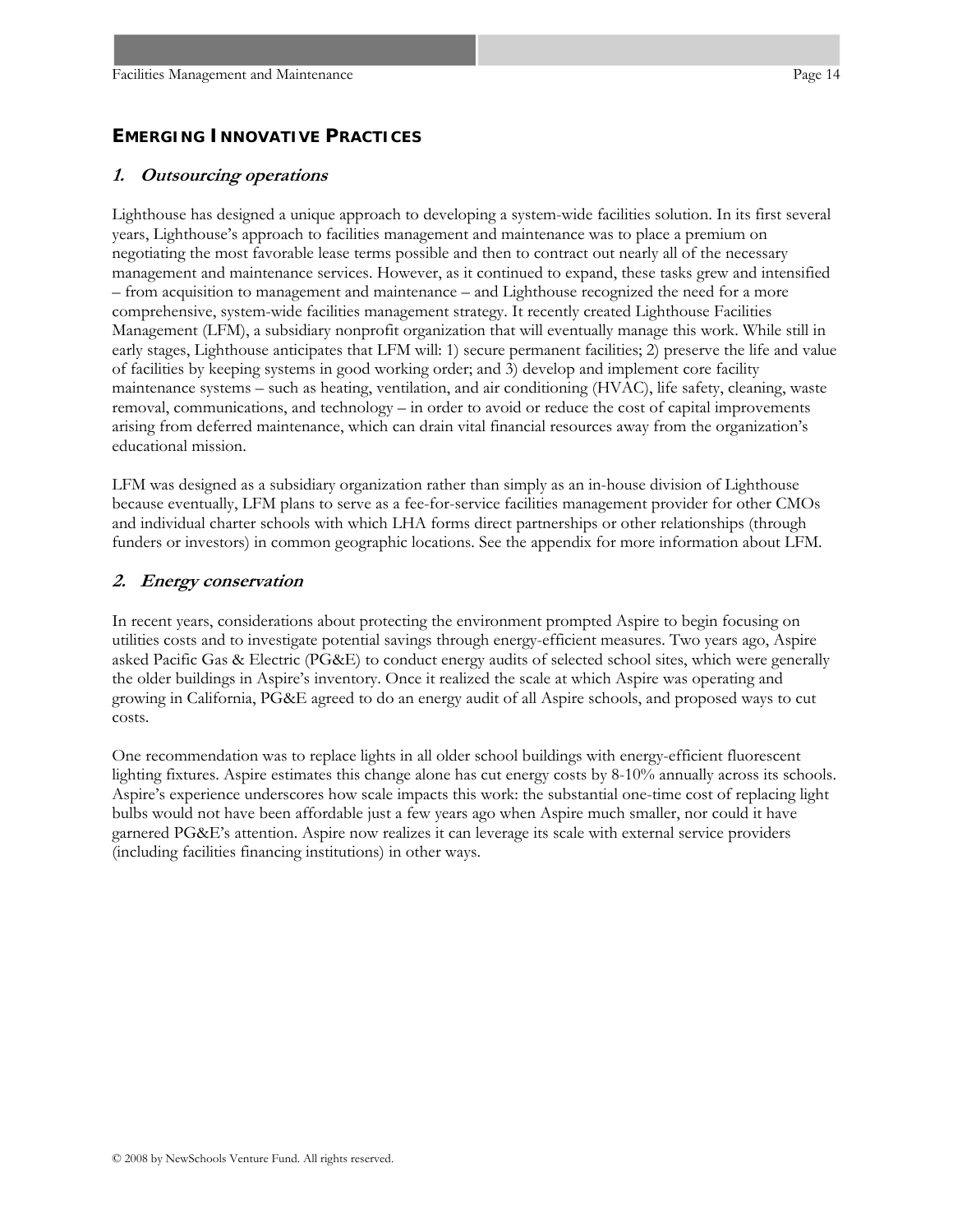## Emerging Innovative Practices

### *1. Outsourcing operations*

Lighthouse has designed a unique approach to developing a system-wide facilities solution. In its first several years, Lighthouse's approach to facilities management and maintenance was to place a premium on negotiating the most favorable lease terms possible and then to contract out nearly all of the necessary management and maintenance services. However, as it continued to expand, these tasks grew and intensified – from acquisition to management and maintenance – and Lighthouse recognized the need for a more comprehensive, system-wide facilities management strategy. It recently created Lighthouse Facilities Management (LFM), a subsidiary nonprofit organization that will eventually manage this work. While still in early stages, Lighthouse anticipates that LFM will: 1) secure permanent facilities; 2) preserve the life and value of facilities by keeping systems in good working order; and 3) develop and implement core facility maintenance systems – such as heating, ventilation, and air conditioning (HVAC), life safety, cleaning, waste removal, communications, and technology – in order to avoid or reduce the cost of capital improvements arising from deferred maintenance, which can drain vital financial resources away from the organization's educational mission.

LFM was designed as a subsidiary organization rather than simply as an in-house division of Lighthouse because eventually, LFM plans to serve as a fee-for-service facilities management provider for other CMOs and individual charter schools with which LHA forms direct partnerships or other relationships (through funders or investors) in common geographic locations. See the appendix for more information about LFM.

### *2. Energy conservation*

In recent years, considerations about protecting the environment prompted Aspire to begin focusing on utilities costs and to investigate potential savings through energy-efficient measures. Two years ago, Aspire asked Pacific Gas & Electric (PG&E) to conduct energy audits of selected school sites, which were generally the older buildings in Aspire's inventory. Once it realized the scale at which Aspire was operating and growing in California, PG&E agreed to do an energy audit of all Aspire schools, and proposed ways to cut costs.

One recommendation was to replace lights in all older school buildings with energy-efficient fluorescent lighting fixtures. Aspire estimates this change alone has cut energy costs by 8-10% annually across its schools. Aspire's experience underscores how scale impacts this work: the substantial one-time cost of replacing light bulbs would not have been affordable just a few years ago when Aspire much smaller, nor could it have garnered PG&E's attention. Aspire now realizes it can leverage its scale with external service providers (including facilities financing institutions) in other ways.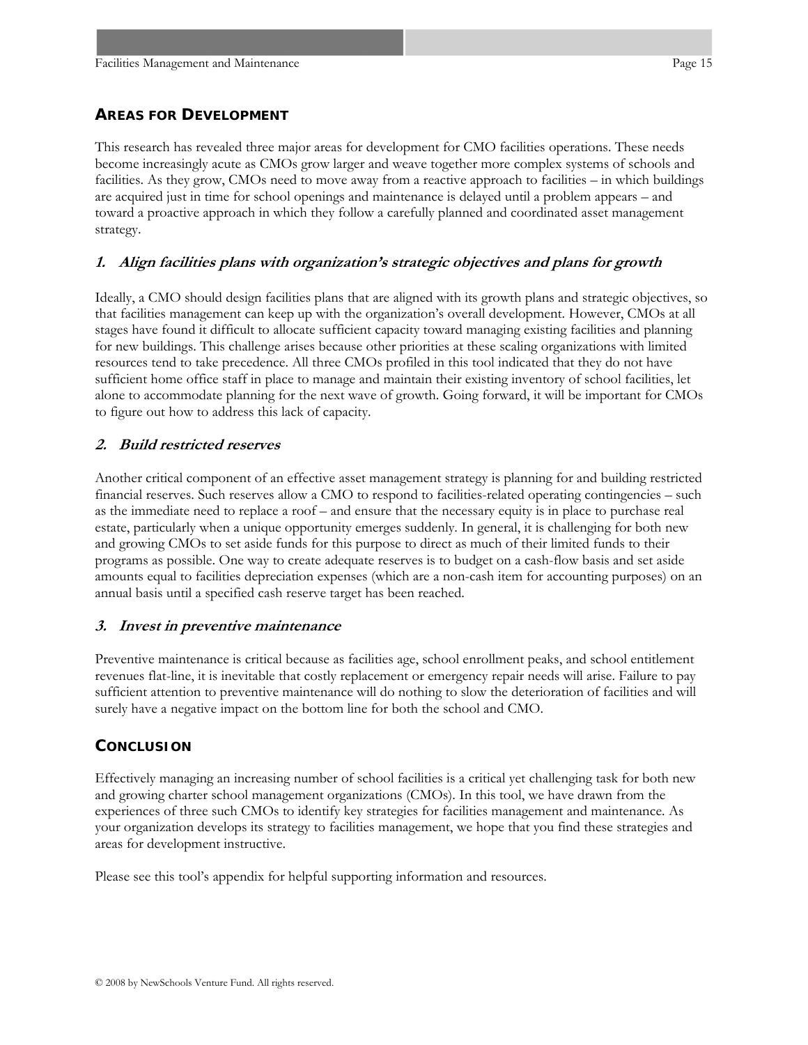## Areas for Development

This research has revealed three major areas for development for CMO facilities operations. These needs become increasingly acute as CMOs grow larger and weave together more complex systems of schools and facilities. As they grow, CMOs need to move away from a reactive approach to facilities – in which buildings are acquired just in time for school openings and maintenance is delayed until a problem appears – and toward a proactive approach in which they follow a carefully planned and coordinated asset management strategy.

### *1. Align facilities plans with organization's strategic objectives and plans for growth*

Ideally, a CMO should design facilities plans that are aligned with its growth plans and strategic objectives, so that facilities management can keep up with the organization's overall development. However, CMOs at all stages have found it difficult to allocate sufficient capacity toward managing existing facilities and planning for new buildings. This challenge arises because other priorities at these scaling organizations with limited resources tend to take precedence. All three CMOs profiled in this tool indicated that they do not have sufficient home office staff in place to manage and maintain their existing inventory of school facilities, let alone to accommodate planning for the next wave of growth. Going forward, it will be important for CMOs to figure out how to address this lack of capacity.

### *2. Build restricted reserves*

Another critical component of an effective asset management strategy is planning for and building restricted financial reserves. Such reserves allow a CMO to respond to facilities-related operating contingencies – such as the immediate need to replace a roof – and ensure that the necessary equity is in place to purchase real estate, particularly when a unique opportunity emerges suddenly. In general, it is challenging for both new and growing CMOs to set aside funds for this purpose to direct as much of their limited funds to their programs as possible. One way to create adequate reserves is to budget on a cash-flow basis and set aside amounts equal to facilities depreciation expenses (which are a non-cash item for accounting purposes) on an annual basis until a specified cash reserve target has been reached.

### *3. Invest in preventive maintenance*

Preventive maintenance is critical because as facilities age, school enrollment peaks, and school entitlement revenues flat-line, it is inevitable that costly replacement or emergency repair needs will arise. Failure to pay sufficient attention to preventive maintenance will do nothing to slow the deterioration of facilities and will surely have a negative impact on the bottom line for both the school and CMO.

## Conclusion

Effectively managing an increasing number of school facilities is a critical yet challenging task for both new and growing charter school management organizations (CMOs). In this tool, we have drawn from the experiences of three such CMOs to identify key strategies for facilities management and maintenance. As your organization develops its strategy to facilities management, we hope that you find these strategies and areas for development instructive.

Please see this tool's appendix for helpful supporting information and resources.

© 2008 by NewSchools Venture Fund. All rights reserved.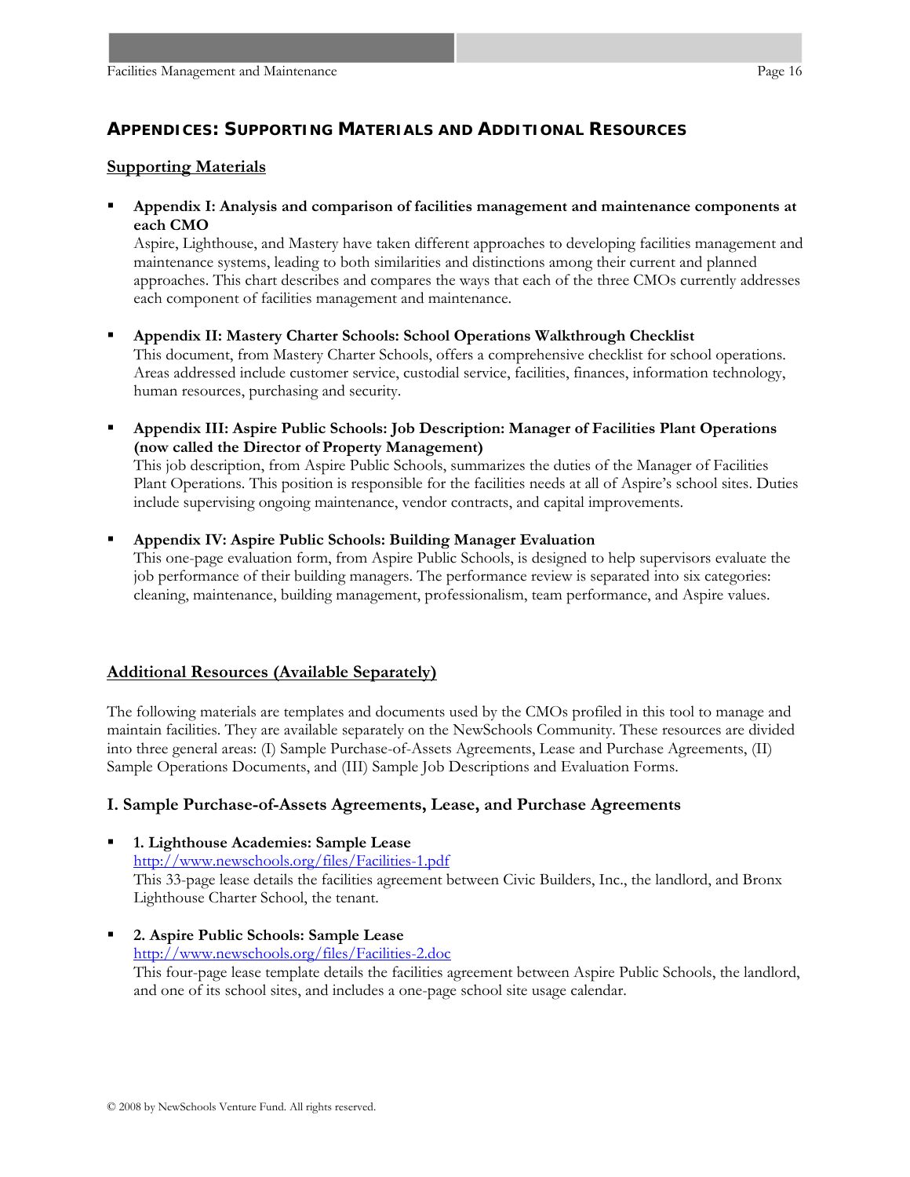## APPENDICES: SUPPORTING MATERIALS AND ADDITIONAL RESOURCES

### Supporting Materials

- **Appendix I: Analysis and comparison of facilities management and maintenance components at each CMO**
  Aspire, Lighthouse, and Mastery have taken different approaches to developing facilities management and maintenance systems, leading to both similarities and distinctions among their current and planned approaches. This chart describes and compares the ways that each of the three CMOs currently addresses each component of facilities management and maintenance.

- **Appendix II: Mastery Charter Schools: School Operations Walkthrough Checklist**
  This document, from Mastery Charter Schools, offers a comprehensive checklist for school operations. Areas addressed include customer service, custodial service, facilities, finances, information technology, human resources, purchasing and security.

- **Appendix III: Aspire Public Schools: Job Description: Manager of Facilities Plant Operations (now called the Director of Property Management)**
  This job description, from Aspire Public Schools, summarizes the duties of the Manager of Facilities Plant Operations. This position is responsible for the facilities needs at all of Aspire's school sites. Duties include supervising ongoing maintenance, vendor contracts, and capital improvements.

- **Appendix IV: Aspire Public Schools: Building Manager Evaluation**
  This one-page evaluation form, from Aspire Public Schools, is designed to help supervisors evaluate the job performance of their building managers. The performance review is separated into six categories: cleaning, maintenance, building management, professionalism, team performance, and Aspire values.

### Additional Resources (Available Separately)

The following materials are templates and documents used by the CMOs profiled in this tool to manage and maintain facilities. They are available separately on the NewSchools Community. These resources are divided into three general areas: (I) Sample Purchase-of-Assets Agreements, Lease and Purchase Agreements, (II) Sample Operations Documents, and (III) Sample Job Descriptions and Evaluation Forms.

### I. Sample Purchase-of-Assets Agreements, Lease, and Purchase Agreements

- **1. Lighthouse Academies: Sample Lease**
  http://www.newschools.org/files/Facilities-1.pdf
  This 33-page lease details the facilities agreement between Civic Builders, Inc., the landlord, and Bronx Lighthouse Charter School, the tenant.

- **2. Aspire Public Schools: Sample Lease**
  http://www.newschools.org/files/Facilities-2.doc
  This four-page lease template details the facilities agreement between Aspire Public Schools, the landlord, and one of its school sites, and includes a one-page school site usage calendar.

© 2008 by NewSchools Venture Fund. All rights reserved.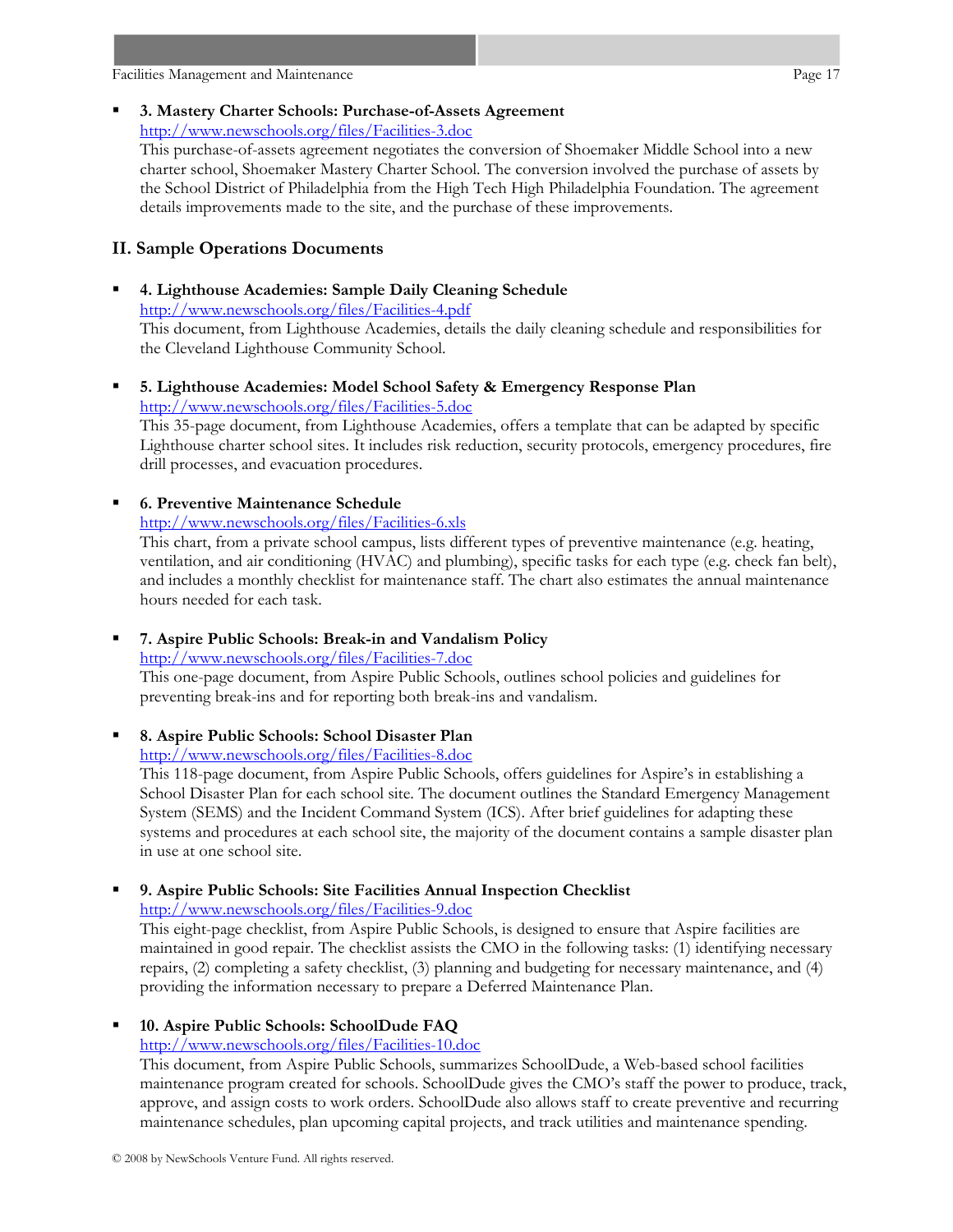- **3. Mastery Charter Schools: Purchase-of-Assets Agreement**
  http://www.newschools.org/files/Facilities-3.doc
  This purchase-of-assets agreement negotiates the conversion of Shoemaker Middle School into a new charter school, Shoemaker Mastery Charter School. The conversion involved the purchase of assets by the School District of Philadelphia from the High Tech High Philadelphia Foundation. The agreement details improvements made to the site, and the purchase of these improvements.

## II. Sample Operations Documents

- **4. Lighthouse Academies: Sample Daily Cleaning Schedule**
  http://www.newschools.org/files/Facilities-4.pdf
  This document, from Lighthouse Academies, details the daily cleaning schedule and responsibilities for the Cleveland Lighthouse Community School.

- **5. Lighthouse Academies: Model School Safety & Emergency Response Plan**
  http://www.newschools.org/files/Facilities-5.doc
  This 35-page document, from Lighthouse Academies, offers a template that can be adapted by specific Lighthouse charter school sites. It includes risk reduction, security protocols, emergency procedures, fire drill processes, and evacuation procedures.

- **6. Preventive Maintenance Schedule**
  http://www.newschools.org/files/Facilities-6.xls
  This chart, from a private school campus, lists different types of preventive maintenance (e.g. heating, ventilation, and air conditioning (HVAC) and plumbing), specific tasks for each type (e.g. check fan belt), and includes a monthly checklist for maintenance staff. The chart also estimates the annual maintenance hours needed for each task.

- **7. Aspire Public Schools: Break-in and Vandalism Policy**
  http://www.newschools.org/files/Facilities-7.doc
  This one-page document, from Aspire Public Schools, outlines school policies and guidelines for preventing break-ins and for reporting both break-ins and vandalism.

- **8. Aspire Public Schools: School Disaster Plan**
  http://www.newschools.org/files/Facilities-8.doc
  This 118-page document, from Aspire Public Schools, offers guidelines for Aspire's in establishing a School Disaster Plan for each school site. The document outlines the Standard Emergency Management System (SEMS) and the Incident Command System (ICS). After brief guidelines for adapting these systems and procedures at each school site, the majority of the document contains a sample disaster plan in use at one school site.

- **9. Aspire Public Schools: Site Facilities Annual Inspection Checklist**
  http://www.newschools.org/files/Facilities-9.doc
  This eight-page checklist, from Aspire Public Schools, is designed to ensure that Aspire facilities are maintained in good repair. The checklist assists the CMO in the following tasks: (1) identifying necessary repairs, (2) completing a safety checklist, (3) planning and budgeting for necessary maintenance, and (4) providing the information necessary to prepare a Deferred Maintenance Plan.

- **10. Aspire Public Schools: SchoolDude FAQ**
  http://www.newschools.org/files/Facilities-10.doc
  This document, from Aspire Public Schools, summarizes SchoolDude, a Web-based school facilities maintenance program created for schools. SchoolDude gives the CMO's staff the power to produce, track, approve, and assign costs to work orders. SchoolDude also allows staff to create preventive and recurring maintenance schedules, plan upcoming capital projects, and track utilities and maintenance spending.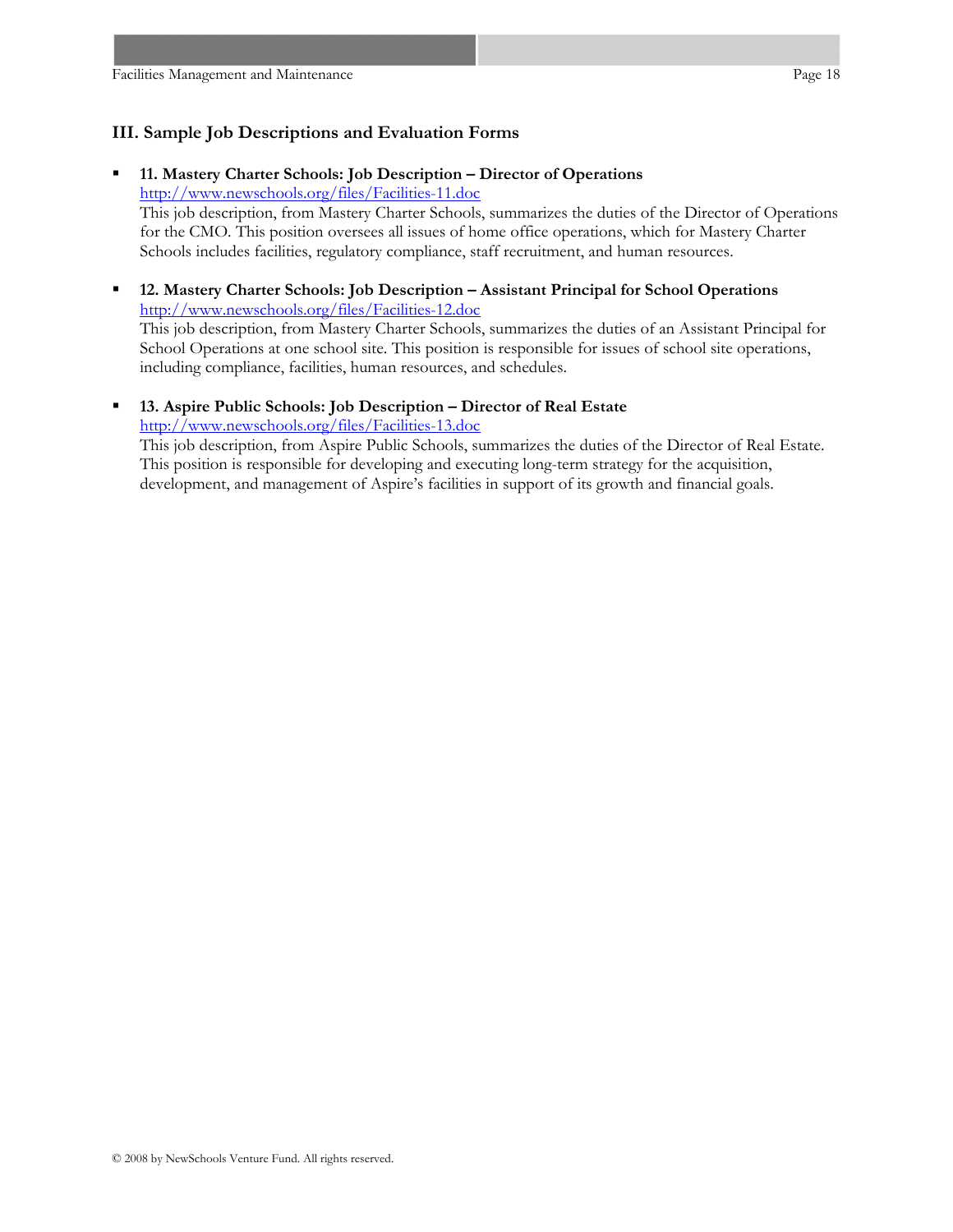## III. Sample Job Descriptions and Evaluation Forms

- **11. Mastery Charter Schools: Job Description – Director of Operations**
  http://www.newschools.org/files/Facilities-11.doc
  This job description, from Mastery Charter Schools, summarizes the duties of the Director of Operations for the CMO. This position oversees all issues of home office operations, which for Mastery Charter Schools includes facilities, regulatory compliance, staff recruitment, and human resources.

- **12. Mastery Charter Schools: Job Description – Assistant Principal for School Operations**
  http://www.newschools.org/files/Facilities-12.doc
  This job description, from Mastery Charter Schools, summarizes the duties of an Assistant Principal for School Operations at one school site. This position is responsible for issues of school site operations, including compliance, facilities, human resources, and schedules.

- **13. Aspire Public Schools: Job Description – Director of Real Estate**
  http://www.newschools.org/files/Facilities-13.doc
  This job description, from Aspire Public Schools, summarizes the duties of the Director of Real Estate. This position is responsible for developing and executing long-term strategy for the acquisition, development, and management of Aspire's facilities in support of its growth and financial goals.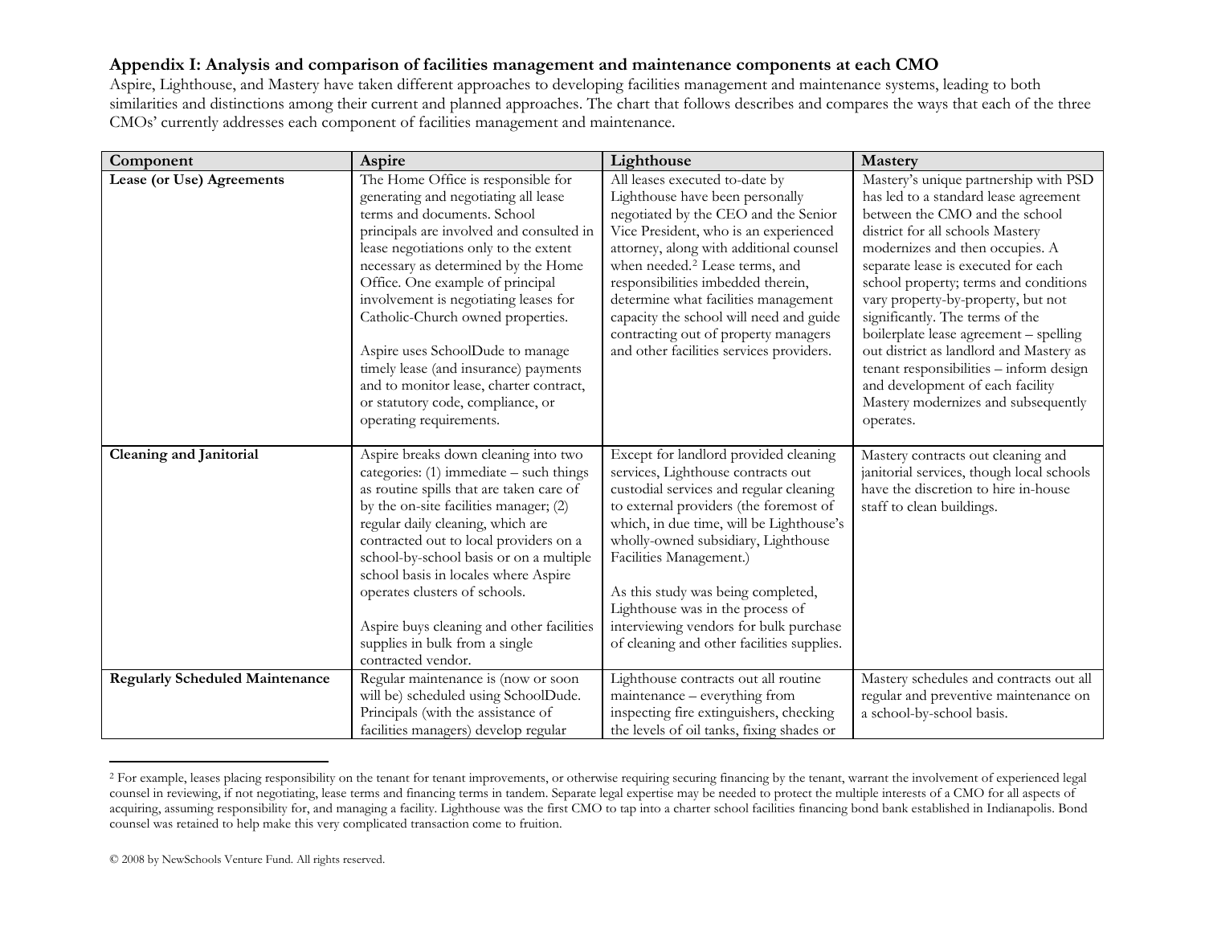## Appendix I: Analysis and comparison of facilities management and maintenance components at each CMO

Aspire, Lighthouse, and Mastery have taken different approaches to developing facilities management and maintenance systems, leading to both similarities and distinctions among their current and planned approaches. The chart that follows describes and compares the ways that each of the three CMOs' currently addresses each component of facilities management and maintenance.

| Component | Aspire | Lighthouse | Mastery |
|---|---|---|---|
| **Lease (or Use) Agreements** | The Home Office is responsible for generating and negotiating all lease terms and documents. School principals are involved and consulted in lease negotiations only to the extent necessary as determined by the Home Office. One example of principal involvement is negotiating leases for Catholic-Church owned properties.<br><br>Aspire uses SchoolDude to manage timely lease (and insurance) payments and to monitor lease, charter contract, or statutory code, compliance, or operating requirements. | All leases executed to-date by Lighthouse have been personally negotiated by the CEO and the Senior Vice President, who is an experienced attorney, along with additional counsel when needed.[2] Lease terms, and responsibilities imbedded therein, determine what facilities management capacity the school will need and guide contracting out of property managers and other facilities services providers. | Mastery's unique partnership with PSD has led to a standard lease agreement between the CMO and the school district for all schools Mastery modernizes and then occupies. A separate lease is executed for each school property; terms and conditions vary property-by-property, but not significantly. The terms of the boilerplate lease agreement – spelling out district as landlord and Mastery as tenant responsibilities – inform design and development of each facility Mastery modernizes and subsequently operates. |
| **Cleaning and Janitorial** | Aspire breaks down cleaning into two categories: (1) immediate – such things as routine spills that are taken care of by the on-site facilities manager; (2) regular daily cleaning, which are contracted out to local providers on a school-by-school basis or on a multiple school basis in locales where Aspire operates clusters of schools.<br><br>Aspire buys cleaning and other facilities supplies in bulk from a single contracted vendor. | Except for landlord provided cleaning services, Lighthouse contracts out custodial services and regular cleaning to external providers (the foremost of which, in due time, will be Lighthouse's wholly-owned subsidiary, Lighthouse Facilities Management.)<br><br>As this study was being completed, Lighthouse was in the process of interviewing vendors for bulk purchase of cleaning and other facilities supplies. | Mastery contracts out cleaning and janitorial services, though local schools have the discretion to hire in-house staff to clean buildings. |
| **Regularly Scheduled Maintenance** | Regular maintenance is (now or soon will be) scheduled using SchoolDude. Principals (with the assistance of facilities managers) develop regular | Lighthouse contracts out all routine maintenance – everything from inspecting fire extinguishers, checking the levels of oil tanks, fixing shades or | Mastery schedules and contracts out all regular and preventive maintenance on a school-by-school basis. |

[2] For example, leases placing responsibility on the tenant for tenant improvements, or otherwise requiring securing financing by the tenant, warrant the involvement of experienced legal counsel in reviewing, if not negotiating, lease terms and financing terms in tandem. Separate legal expertise may be needed to protect the multiple interests of a CMO for all aspects of acquiring, assuming responsibility for, and managing a facility. Lighthouse was the first CMO to tap into a charter school facilities financing bond bank established in Indianapolis. Bond counsel was retained to help make this very complicated transaction come to fruition.

© 2008 by NewSchools Venture Fund. All rights reserved.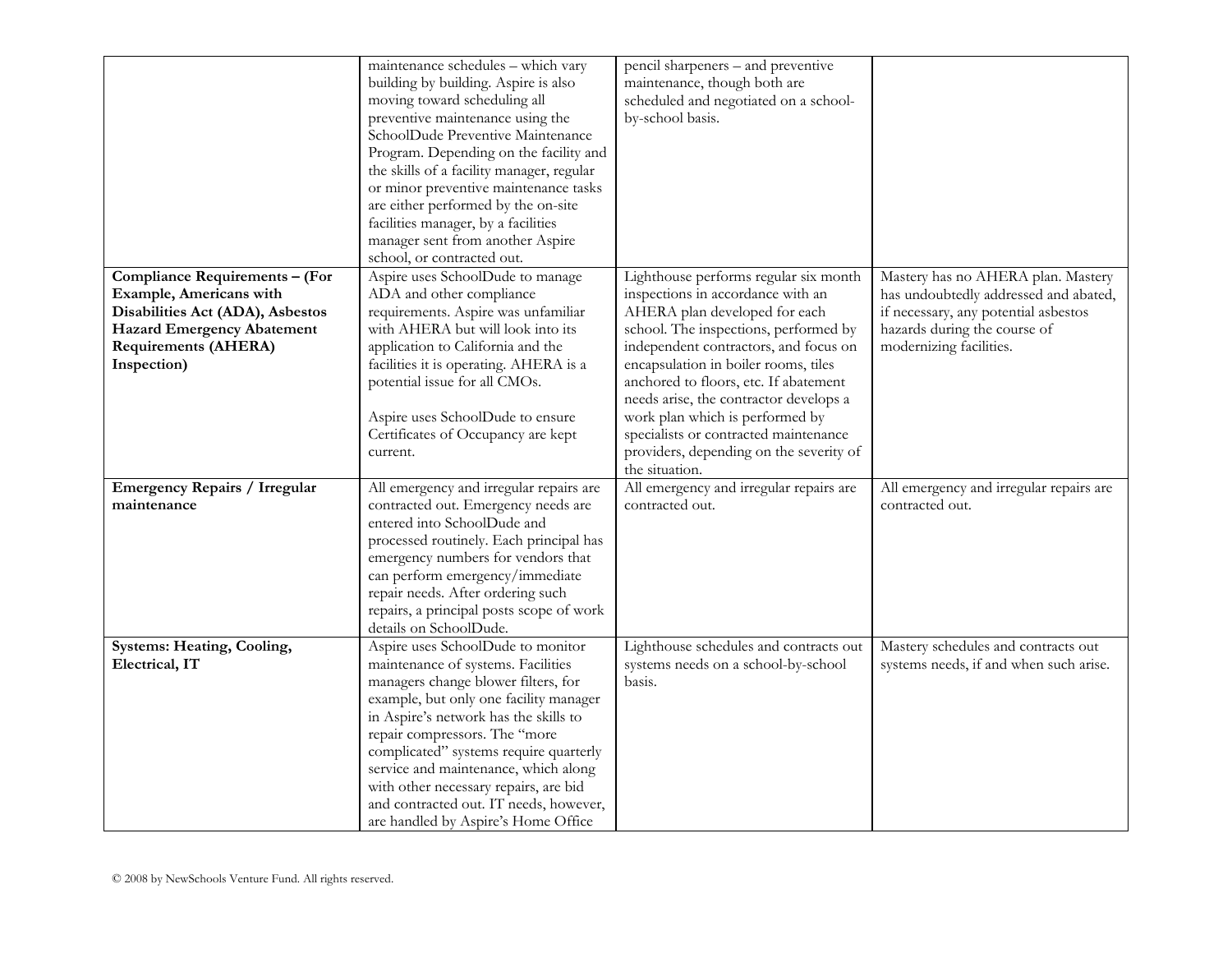| | | | |
|---|---|---|---|
| | maintenance schedules – which vary building by building. Aspire is also moving toward scheduling all preventive maintenance using the SchoolDude Preventive Maintenance Program. Depending on the facility and the skills of a facility manager, regular or minor preventive maintenance tasks are either performed by the on-site facilities manager, by a facilities manager sent from another Aspire school, or contracted out. | pencil sharpeners – and preventive maintenance, though both are scheduled and negotiated on a school-by-school basis. | |
| **Compliance Requirements – (For Example, Americans with Disabilities Act (ADA), Asbestos Hazard Emergency Abatement Requirements (AHERA) Inspection)** | Aspire uses SchoolDude to manage ADA and other compliance requirements. Aspire was unfamiliar with AHERA but will look into its application to California and the facilities it is operating. AHERA is a potential issue for all CMOs.<br><br>Aspire uses SchoolDude to ensure Certificates of Occupancy are kept current. | Lighthouse performs regular six month inspections in accordance with an AHERA plan developed for each school. The inspections, performed by independent contractors, and focus on encapsulation in boiler rooms, tiles anchored to floors, etc. If abatement needs arise, the contractor develops a work plan which is performed by specialists or contracted maintenance providers, depending on the severity of the situation. | Mastery has no AHERA plan. Mastery has undoubtedly addressed and abated, if necessary, any potential asbestos hazards during the course of modernizing facilities. |
| **Emergency Repairs / Irregular maintenance** | All emergency and irregular repairs are contracted out. Emergency needs are entered into SchoolDude and processed routinely. Each principal has emergency numbers for vendors that can perform emergency/immediate repair needs. After ordering such repairs, a principal posts scope of work details on SchoolDude. | All emergency and irregular repairs are contracted out. | All emergency and irregular repairs are contracted out. |
| **Systems: Heating, Cooling, Electrical, IT** | Aspire uses SchoolDude to monitor maintenance of systems. Facilities managers change blower filters, for example, but only one facility manager in Aspire's network has the skills to repair compressors. The "more complicated" systems require quarterly service and maintenance, which along with other necessary repairs, are bid and contracted out. IT needs, however, are handled by Aspire's Home Office | Lighthouse schedules and contracts out systems needs on a school-by-school basis. | Mastery schedules and contracts out systems needs, if and when such arise. |

© 2008 by NewSchools Venture Fund. All rights reserved.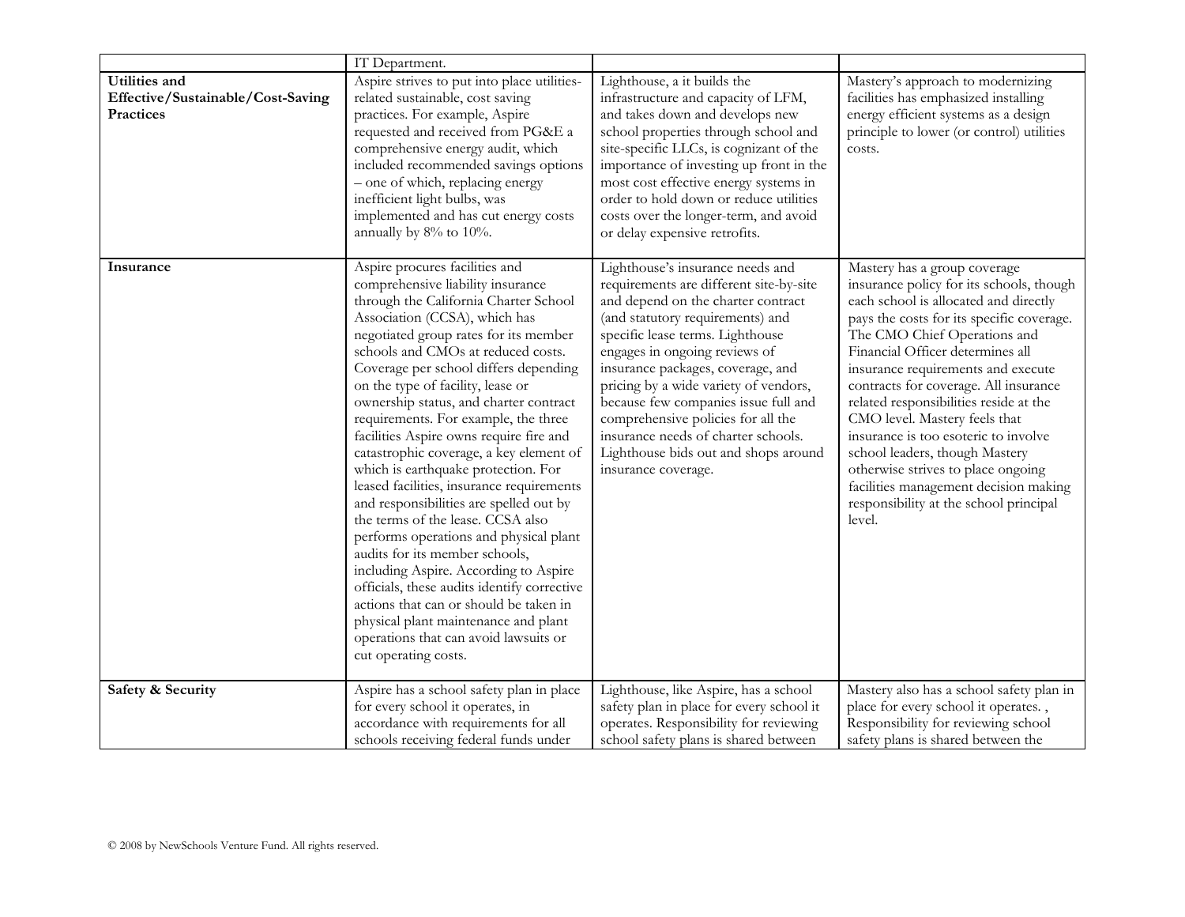| | | | |
|---|---|---|---|
| | IT Department. | | |
| **Utilities and Effective/Sustainable/Cost-Saving Practices** | Aspire strives to put into place utilities-related sustainable, cost saving practices. For example, Aspire requested and received from PG&E a comprehensive energy audit, which included recommended savings options – one of which, replacing energy inefficient light bulbs, was implemented and has cut energy costs annually by 8% to 10%. | Lighthouse, a it builds the infrastructure and capacity of LFM, and takes down and develops new school properties through school and site-specific LLCs, is cognizant of the importance of investing up front in the most cost effective energy systems in order to hold down or reduce utilities costs over the longer-term, and avoid or delay expensive retrofits. | Mastery's approach to modernizing facilities has emphasized installing energy efficient systems as a design principle to lower (or control) utilities costs. |
| **Insurance** | Aspire procures facilities and comprehensive liability insurance through the California Charter School Association (CCSA), which has negotiated group rates for its member schools and CMOs at reduced costs. Coverage per school differs depending on the type of facility, lease or ownership status, and charter contract requirements. For example, the three facilities Aspire owns require fire and catastrophic coverage, a key element of which is earthquake protection. For leased facilities, insurance requirements and responsibilities are spelled out by the terms of the lease. CCSA also performs operations and physical plant audits for its member schools, including Aspire. According to Aspire officials, these audits identify corrective actions that can or should be taken in physical plant maintenance and plant operations that can avoid lawsuits or cut operating costs. | Lighthouse's insurance needs and requirements are different site-by-site and depend on the charter contract (and statutory requirements) and specific lease terms. Lighthouse engages in ongoing reviews of insurance packages, coverage, and pricing by a wide variety of vendors, because few companies issue full and comprehensive policies for all the insurance needs of charter schools. Lighthouse bids out and shops around insurance coverage. | Mastery has a group coverage insurance policy for its schools, though each school is allocated and directly pays the costs for its specific coverage. The CMO Chief Operations and Financial Officer determines all insurance requirements and execute contracts for coverage. All insurance related responsibilities reside at the CMO level. Mastery feels that insurance is too esoteric to involve school leaders, though Mastery otherwise strives to place ongoing facilities management decision making responsibility at the school principal level. |
| **Safety & Security** | Aspire has a school safety plan in place for every school it operates, in accordance with requirements for all schools receiving federal funds under | Lighthouse, like Aspire, has a school safety plan in place for every school it operates. Responsibility for reviewing school safety plans is shared between | Mastery also has a school safety plan in place for every school it operates. , Responsibility for reviewing school safety plans is shared between the |

© 2008 by NewSchools Venture Fund. All rights reserved.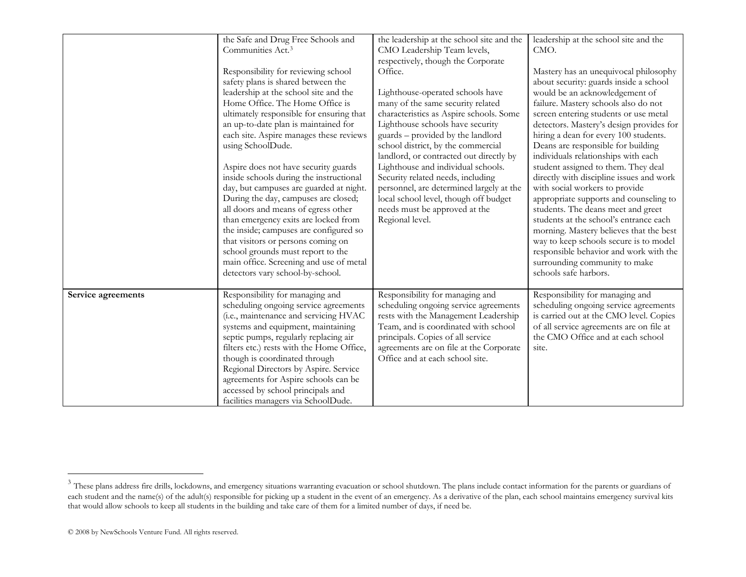| | | | |
|---|---|---|---|
| | the Safe and Drug Free Schools and Communities Act.[3]<br><br>Responsibility for reviewing school safety plans is shared between the leadership at the school site and the Home Office. The Home Office is ultimately responsible for ensuring that an up-to-date plan is maintained for each site. Aspire manages these reviews using SchoolDude.<br><br>Aspire does not have security guards inside schools during the instructional day, but campuses are guarded at night. During the day, campuses are closed; all doors and means of egress other than emergency exits are locked from the inside; campuses are configured so that visitors or persons coming on school grounds must report to the main office. Screening and use of metal detectors vary school-by-school. | the leadership at the school site and the CMO Leadership Team levels, respectively, though the Corporate Office.<br><br>Lighthouse-operated schools have many of the same security related characteristics as Aspire schools. Some Lighthouse schools have security guards – provided by the landlord school district, by the commercial landlord, or contracted out directly by Lighthouse and individual schools. Security related needs, including personnel, are determined largely at the local school level, though off budget needs must be approved at the Regional level. | leadership at the school site and the CMO.<br><br>Mastery has an unequivocal philosophy about security: guards inside a school would be an acknowledgement of failure. Mastery schools also do not screen entering students or use metal detectors. Mastery's design provides for hiring a dean for every 100 students. Deans are responsible for building individuals relationships with each student assigned to them. They deal directly with discipline issues and work with social workers to provide appropriate supports and counseling to students. The deans meet and greet students at the school's entrance each morning. Mastery believes that the best way to keep schools secure is to model responsible behavior and work with the surrounding community to make schools safe harbors. |
| **Service agreements** | Responsibility for managing and scheduling ongoing service agreements (i.e., maintenance and servicing HVAC systems and equipment, maintaining septic pumps, regularly replacing air filters etc.) rests with the Home Office, though is coordinated through Regional Directors by Aspire. Service agreements for Aspire schools can be accessed by school principals and facilities managers via SchoolDude. | Responsibility for managing and scheduling ongoing service agreements rests with the Management Leadership Team, and is coordinated with school principals. Copies of all service agreements are on file at the Corporate Office and at each school site. | Responsibility for managing and scheduling ongoing service agreements is carried out at the CMO level. Copies of all service agreements are on file at the CMO Office and at each school site. |

[3] These plans address fire drills, lockdowns, and emergency situations warranting evacuation or school shutdown. The plans include contact information for the parents or guardians of each student and the name(s) of the adult(s) responsible for picking up a student in the event of an emergency. As a derivative of the plan, each school maintains emergency survival kits that would allow schools to keep all students in the building and take care of them for a limited number of days, if need be.

© 2008 by NewSchools Venture Fund. All rights reserved.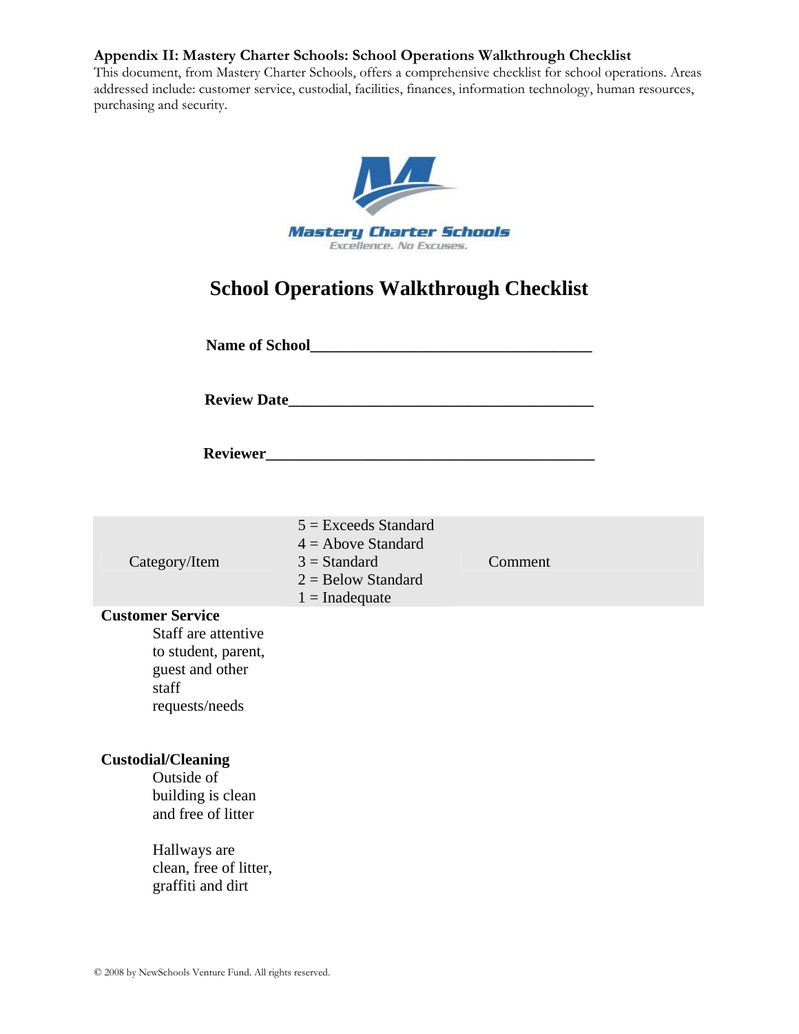**Appendix II: Mastery Charter Schools: School Operations Walkthrough Checklist**

This document, from Mastery Charter Schools, offers a comprehensive checklist for school operations. Areas addressed include: customer service, custodial, facilities, finances, information technology, human resources, purchasing and security.

Mastery Charter Schools
Excellence. No Excuses.

# School Operations Walkthrough Checklist

**Name of School**\_\_\_\_\_\_\_\_\_\_\_\_\_\_\_\_\_\_\_\_\_\_\_\_\_\_\_\_\_\_\_\_\_\_\_\_

**Review Date**\_\_\_\_\_\_\_\_\_\_\_\_\_\_\_\_\_\_\_\_\_\_\_\_\_\_\_\_\_\_\_\_\_\_\_\_\_\_

**Reviewer**\_\_\_\_\_\_\_\_\_\_\_\_\_\_\_\_\_\_\_\_\_\_\_\_\_\_\_\_\_\_\_\_\_\_\_\_\_\_\_\_\_

| Category/Item | 5 = Exceeds Standard<br>4 = Above Standard<br>3 = Standard<br>2 = Below Standard<br>1 = Inadequate | Comment |
|---|---|---|
| **Customer Service** | | |
| Staff are attentive to student, parent, guest and other staff requests/needs | | |
| **Custodial/Cleaning** | | |
| Outside of building is clean and free of litter | | |
| Hallways are clean, free of litter, graffiti and dirt | | |

© 2008 by NewSchools Venture Fund. All rights reserved.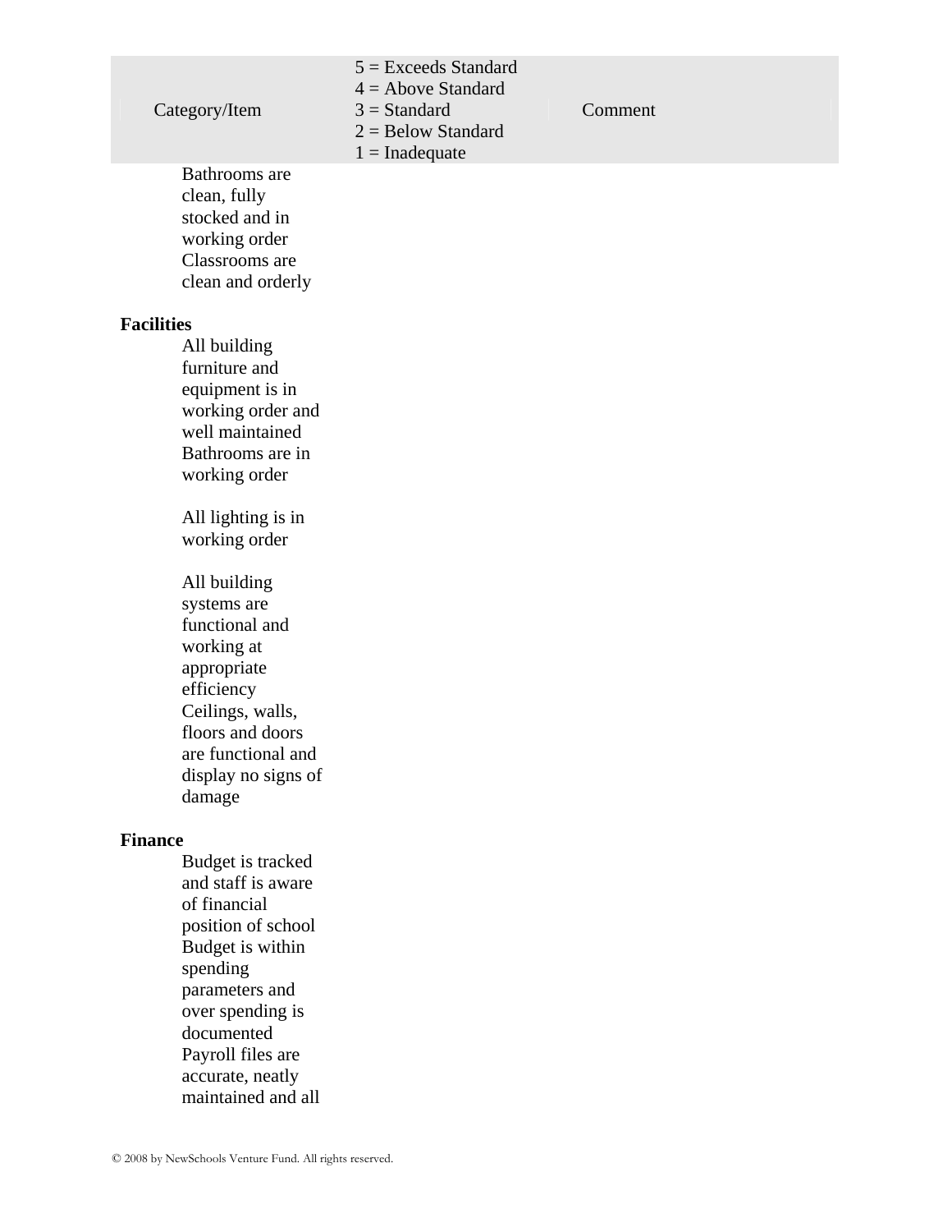| Category/Item | 5 = Exceeds Standard<br>4 = Above Standard<br>3 = Standard<br>2 = Below Standard<br>1 = Inadequate | Comment |
|---|---|---|
| Bathrooms are clean, fully stocked and in working order | | |
| Classrooms are clean and orderly | | |
| **Facilities** | | |
| All building furniture and equipment is in working order and well maintained | | |
| Bathrooms are in working order | | |
| All lighting is in working order | | |
| All building systems are functional and working at appropriate efficiency | | |
| Ceilings, walls, floors and doors are functional and display no signs of damage | | |
| **Finance** | | |
| Budget is tracked and staff is aware of financial position of school | | |
| Budget is within spending parameters and over spending is documented | | |
| Payroll files are accurate, neatly maintained and all | | |

© 2008 by NewSchools Venture Fund. All rights reserved.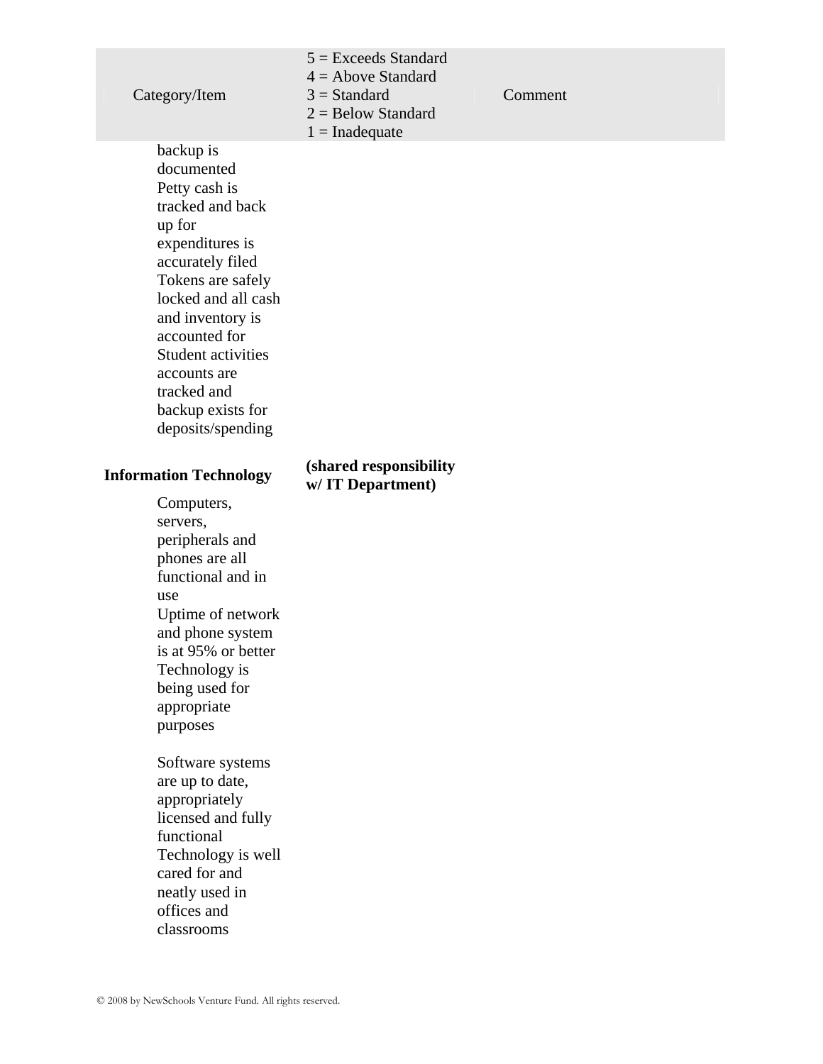| Category/Item | 5 = Exceeds Standard<br>4 = Above Standard<br>3 = Standard<br>2 = Below Standard<br>1 = Inadequate | Comment |
|---|---|---|
| backup is documented | | |
| Petty cash is tracked and back up for expenditures is accurately filed | | |
| Tokens are safely locked and all cash and inventory is accounted for | | |
| Student activities accounts are tracked and backup exists for deposits/spending | | |
| **Information Technology** | **(shared responsibility w/ IT Department)** | |
| Computers, servers, peripherals and phones are all functional and in use | | |
| Uptime of network and phone system is at 95% or better | | |
| Technology is being used for appropriate purposes | | |
| Software systems are up to date, appropriately licensed and fully functional | | |
| Technology is well cared for and neatly used in offices and classrooms | | |

© 2008 by NewSchools Venture Fund. All rights reserved.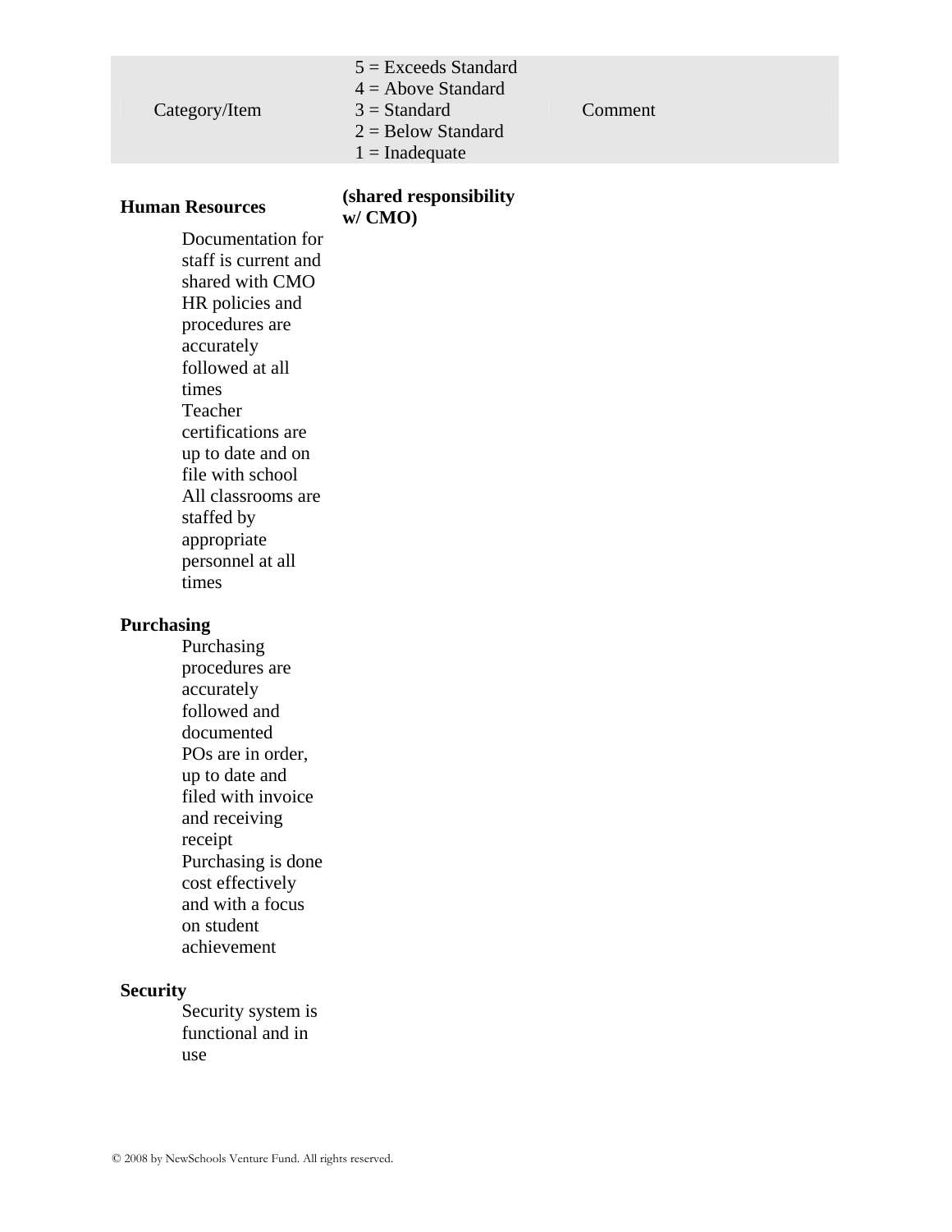| Category/Item | 5 = Exceeds Standard<br>4 = Above Standard<br>3 = Standard<br>2 = Below Standard<br>1 = Inadequate | Comment |
|---|---|---|
| **Human Resources** | **(shared responsibility w/ CMO)** | |
| Documentation for staff is current and shared with CMO | | |
| HR policies and procedures are accurately followed at all times | | |
| Teacher certifications are up to date and on file with school | | |
| All classrooms are staffed by appropriate personnel at all times | | |
| **Purchasing** | | |
| Purchasing procedures are accurately followed and documented | | |
| POs are in order, up to date and filed with invoice and receiving receipt | | |
| Purchasing is done cost effectively and with a focus on student achievement | | |
| **Security** | | |
| Security system is functional and in use | | |

© 2008 by NewSchools Venture Fund. All rights reserved.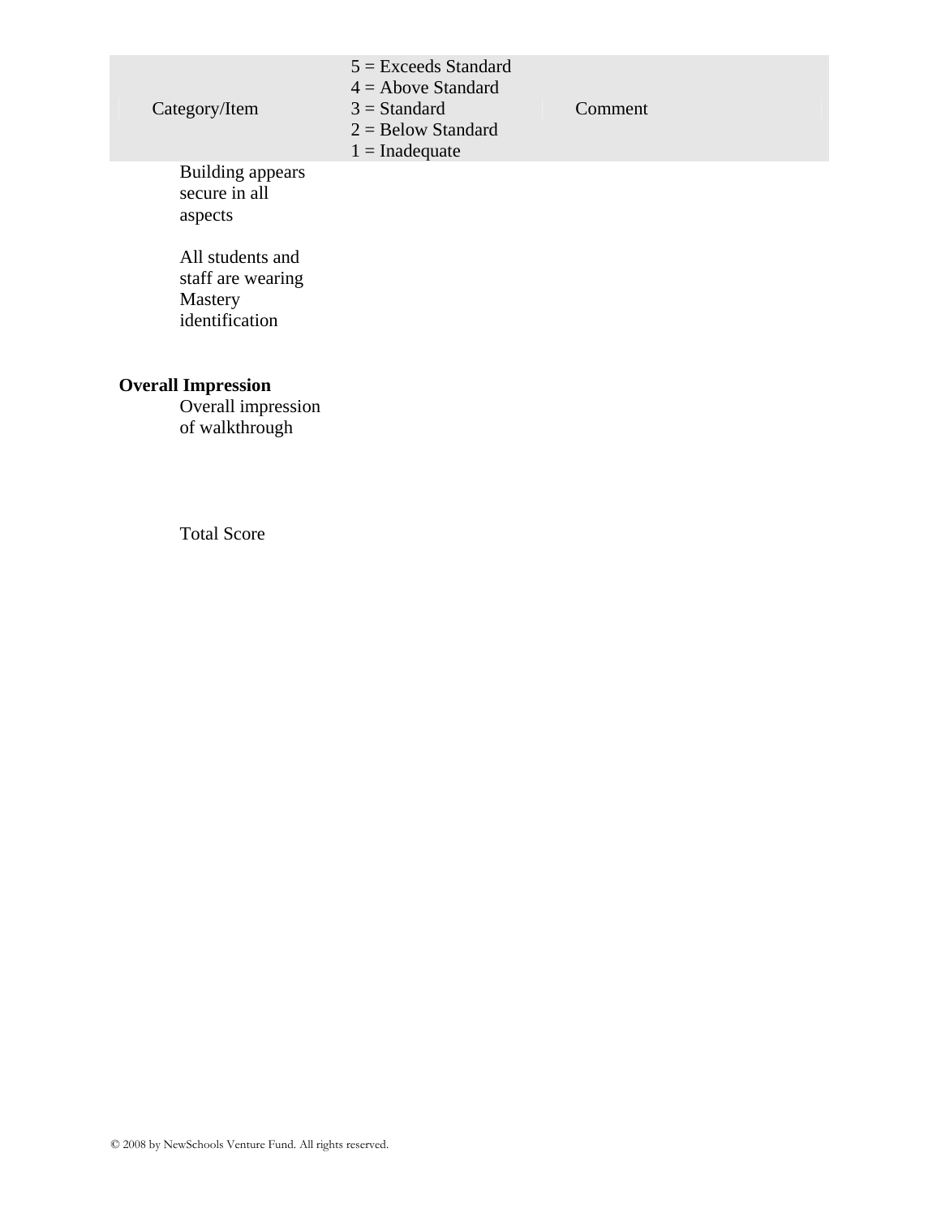| Category/Item | 5 = Exceeds Standard<br>4 = Above Standard<br>3 = Standard<br>2 = Below Standard<br>1 = Inadequate | Comment |
|---|---|---|
| Building appears secure in all aspects | | |
| All students and staff are wearing Mastery identification | | |
| **Overall Impression** | | |
| Overall impression of walkthrough | | |
| Total Score | | |

© 2008 by NewSchools Venture Fund. All rights reserved.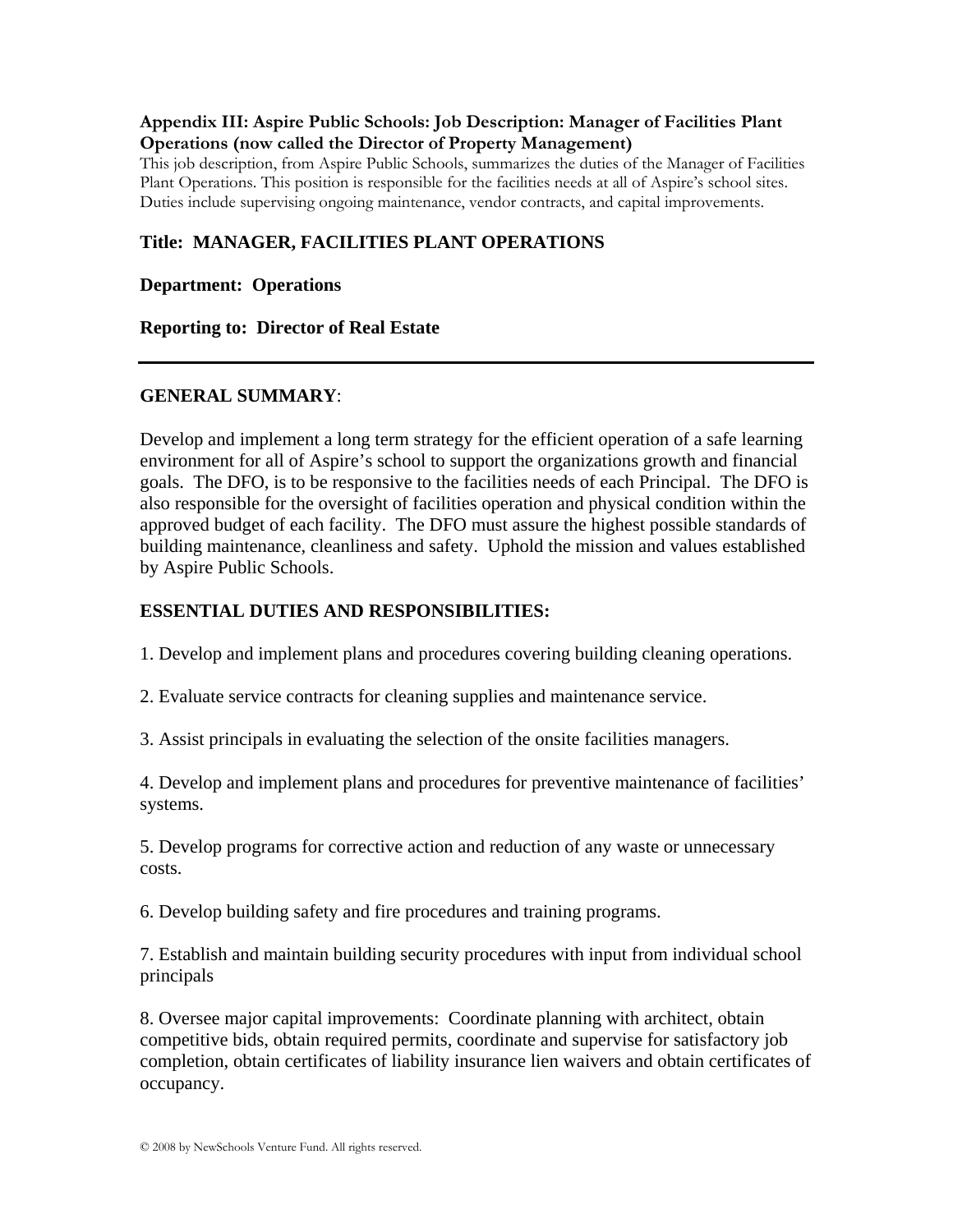**Appendix III: Aspire Public Schools: Job Description: Manager of Facilities Plant Operations (now called the Director of Property Management)**

This job description, from Aspire Public Schools, summarizes the duties of the Manager of Facilities Plant Operations. This position is responsible for the facilities needs at all of Aspire's school sites. Duties include supervising ongoing maintenance, vendor contracts, and capital improvements.

**Title: MANAGER, FACILITIES PLANT OPERATIONS**

**Department: Operations**

**Reporting to: Director of Real Estate**

---

**GENERAL SUMMARY**:

Develop and implement a long term strategy for the efficient operation of a safe learning environment for all of Aspire's school to support the organizations growth and financial goals. The DFO, is to be responsive to the facilities needs of each Principal. The DFO is also responsible for the oversight of facilities operation and physical condition within the approved budget of each facility. The DFO must assure the highest possible standards of building maintenance, cleanliness and safety. Uphold the mission and values established by Aspire Public Schools.

**ESSENTIAL DUTIES AND RESPONSIBILITIES:**

1. Develop and implement plans and procedures covering building cleaning operations.

2. Evaluate service contracts for cleaning supplies and maintenance service.

3. Assist principals in evaluating the selection of the onsite facilities managers.

4. Develop and implement plans and procedures for preventive maintenance of facilities' systems.

5. Develop programs for corrective action and reduction of any waste or unnecessary costs.

6. Develop building safety and fire procedures and training programs.

7. Establish and maintain building security procedures with input from individual school principals

8. Oversee major capital improvements: Coordinate planning with architect, obtain competitive bids, obtain required permits, coordinate and supervise for satisfactory job completion, obtain certificates of liability insurance lien waivers and obtain certificates of occupancy.

© 2008 by NewSchools Venture Fund. All rights reserved.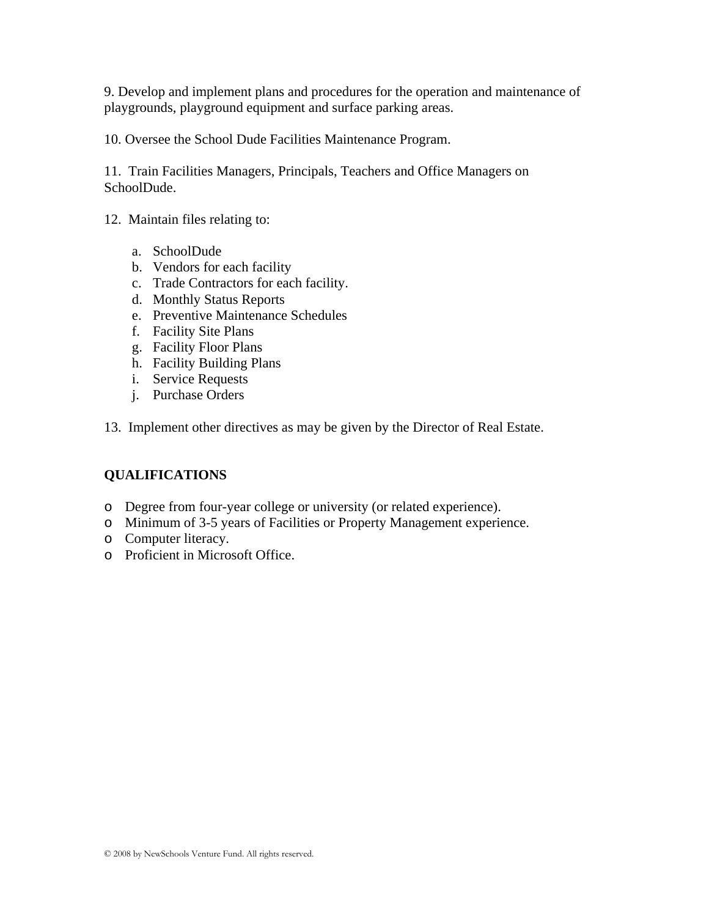9. Develop and implement plans and procedures for the operation and maintenance of playgrounds, playground equipment and surface parking areas.

10. Oversee the School Dude Facilities Maintenance Program.

11. Train Facilities Managers, Principals, Teachers and Office Managers on SchoolDude.

12. Maintain files relating to:

   a. SchoolDude
   b. Vendors for each facility
   c. Trade Contractors for each facility.
   d. Monthly Status Reports
   e. Preventive Maintenance Schedules
   f. Facility Site Plans
   g. Facility Floor Plans
   h. Facility Building Plans
   i. Service Requests
   j. Purchase Orders

13. Implement other directives as may be given by the Director of Real Estate.

**QUALIFICATIONS**

- Degree from four-year college or university (or related experience).
- Minimum of 3-5 years of Facilities or Property Management experience.
- Computer literacy.
- Proficient in Microsoft Office.

© 2008 by NewSchools Venture Fund. All rights reserved.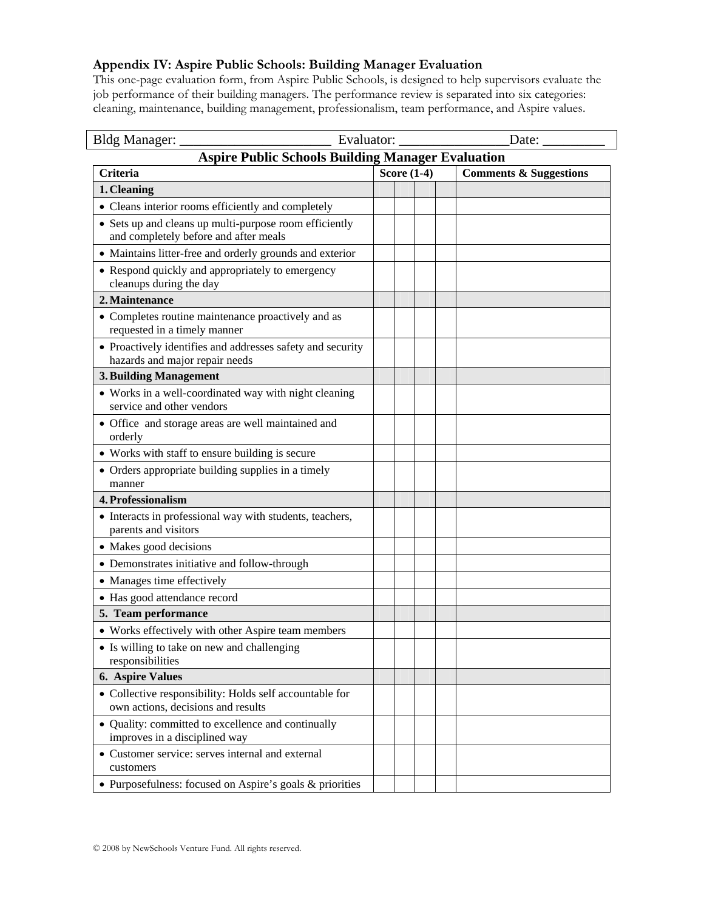## Appendix IV: Aspire Public Schools: Building Manager Evaluation

This one-page evaluation form, from Aspire Public Schools, is designed to help supervisors evaluate the job performance of their building managers. The performance review is separated into six categories: cleaning, maintenance, building management, professionalism, team performance, and Aspire values.

Bldg Manager: _______________________ Evaluator: ________________Date: _________

### Aspire Public Schools Building Manager Evaluation

| Criteria | Score (1-4) | | | | Comments & Suggestions |
|---|---|---|---|---|---|
| **1. Cleaning** | | | | | |
| • Cleans interior rooms efficiently and completely | | | | | |
| • Sets up and cleans up multi-purpose room efficiently and completely before and after meals | | | | | |
| • Maintains litter-free and orderly grounds and exterior | | | | | |
| • Respond quickly and appropriately to emergency cleanups during the day | | | | | |
| **2. Maintenance** | | | | | |
| • Completes routine maintenance proactively and as requested in a timely manner | | | | | |
| • Proactively identifies and addresses safety and security hazards and major repair needs | | | | | |
| **3. Building Management** | | | | | |
| • Works in a well-coordinated way with night cleaning service and other vendors | | | | | |
| • Office and storage areas are well maintained and orderly | | | | | |
| • Works with staff to ensure building is secure | | | | | |
| • Orders appropriate building supplies in a timely manner | | | | | |
| **4. Professionalism** | | | | | |
| • Interacts in professional way with students, teachers, parents and visitors | | | | | |
| • Makes good decisions | | | | | |
| • Demonstrates initiative and follow-through | | | | | |
| • Manages time effectively | | | | | |
| • Has good attendance record | | | | | |
| **5. Team performance** | | | | | |
| • Works effectively with other Aspire team members | | | | | |
| • Is willing to take on new and challenging responsibilities | | | | | |
| **6. Aspire Values** | | | | | |
| • Collective responsibility: Holds self accountable for own actions, decisions and results | | | | | |
| • Quality: committed to excellence and continually improves in a disciplined way | | | | | |
| • Customer service: serves internal and external customers | | | | | |
| • Purposefulness: focused on Aspire's goals & priorities | | | | | |

© 2008 by NewSchools Venture Fund. All rights reserved.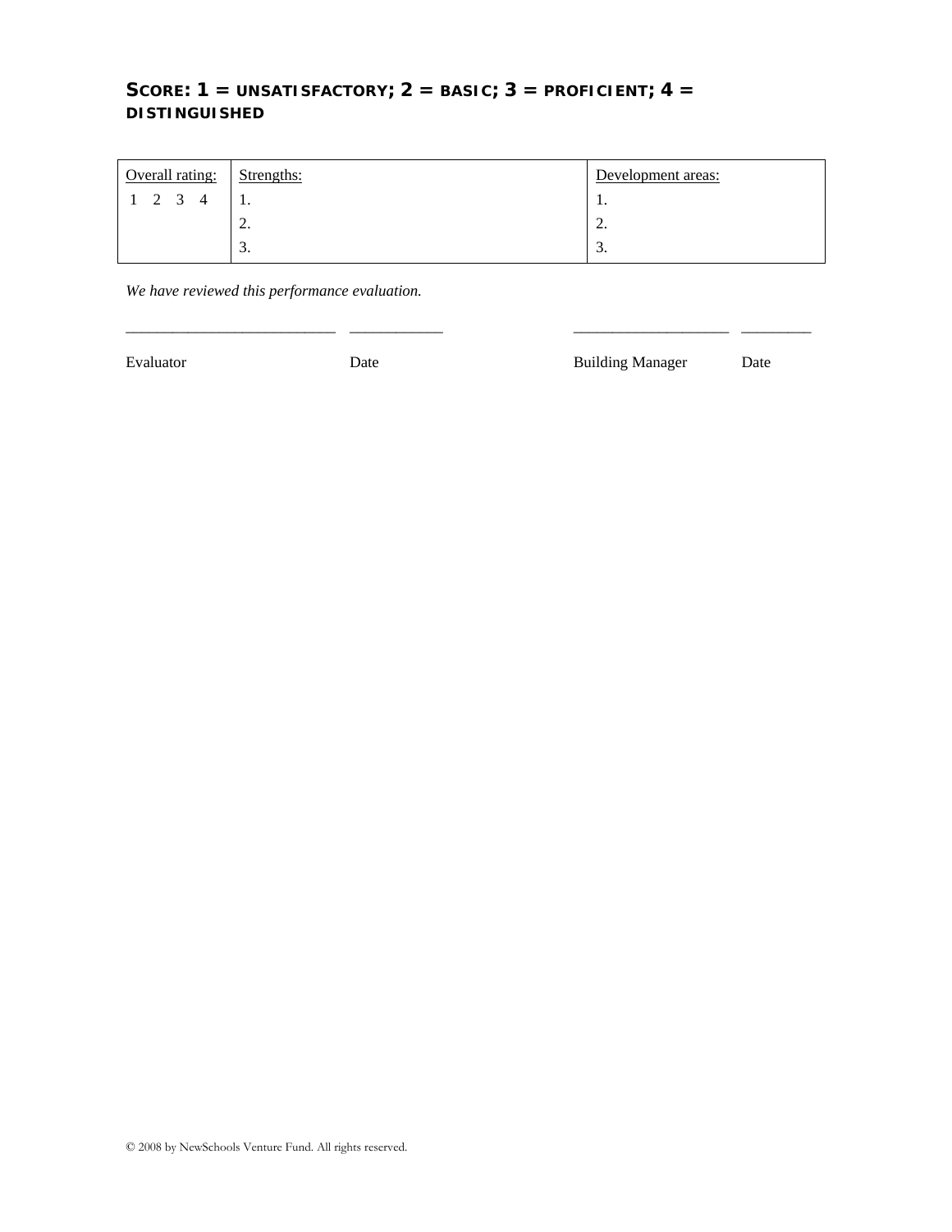**SCORE: 1 = UNSATISFACTORY; 2 = BASIC; 3 = PROFICIENT; 4 = DISTINGUISHED**

| Overall rating: | Strengths: | Development areas: |
|---|---|---|
| 1 2 3 4 | 1. | 1. |
| | 2. | 2. |
| | 3. | 3. |

*We have reviewed this performance evaluation.*

\_\_\_\_\_\_\_\_\_\_\_\_\_\_\_\_\_\_\_\_\_\_\_\_\_\_\_ \_\_\_\_\_\_\_\_\_\_\_\_ \_\_\_\_\_\_\_\_\_\_\_\_\_\_\_\_\_\_\_\_ \_\_\_\_\_\_\_\_\_

Evaluator Date Building Manager Date

© 2008 by NewSchools Venture Fund. All rights reserved.